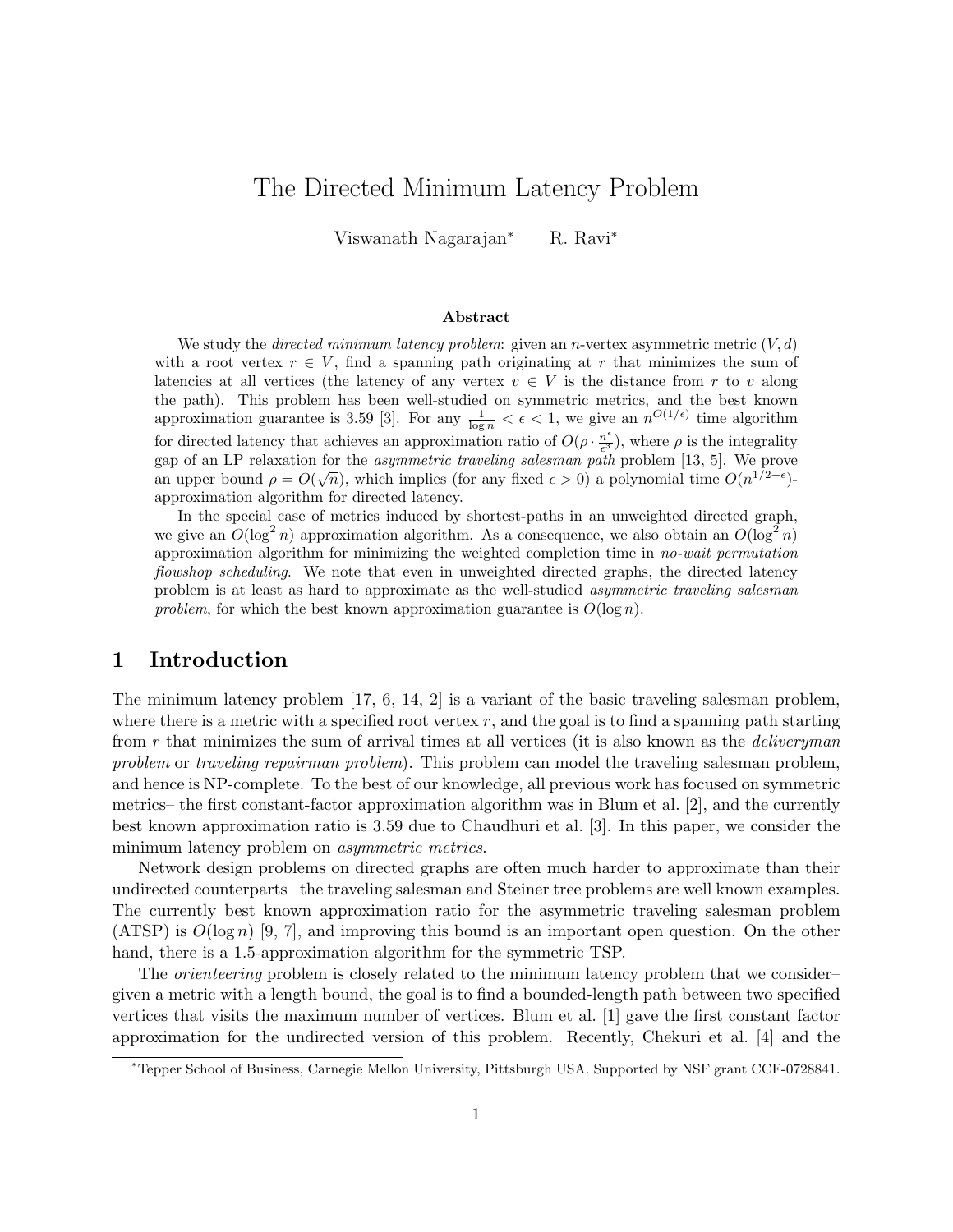# The Directed Minimum Latency Problem

Viswanath Nagarajan* R. Ravi*

### Abstract

We study the *directed minimum latency problem*: given an $n$-vertex asymmetric metric $(V, d)$ with a root vertex $r \in V$, find a spanning path originating at $r$ that minimizes the sum of latencies at all vertices (the latency of any vertex $v \in V$ is the distance from $r$ to $v$ along the path). This problem has been well-studied on symmetric metrics, and the best known approximation guarantee is 3.59 [3]. For any $\frac{1}{\log n} < \epsilon < 1$, we give an $n^{O(1/\epsilon)}$ time algorithm for directed latency that achieves an approximation ratio of $O(\rho \cdot \frac{n^\epsilon}{\epsilon^3})$, where $\rho$ is the integrality gap of an LP relaxation for the *asymmetric traveling salesman path* problem [13, 5]. We prove an upper bound $\rho = O(\sqrt{n})$, which implies (for any fixed $\epsilon > 0$) a polynomial time $O(n^{1/2+\epsilon})$-approximation algorithm for directed latency.

In the special case of metrics induced by shortest-paths in an unweighted directed graph, we give an $O(\log^2 n)$ approximation algorithm. As a consequence, we also obtain an $O(\log^2 n)$ approximation algorithm for minimizing the weighted completion time in *no-wait permutation flowshop scheduling*. We note that even in unweighted directed graphs, the directed latency problem is at least as hard to approximate as the well-studied *asymmetric traveling salesman problem*, for which the best known approximation guarantee is $O(\log n)$.

## 1 Introduction

The minimum latency problem [17, 6, 14, 2] is a variant of the basic traveling salesman problem, where there is a metric with a specified root vertex $r$, and the goal is to find a spanning path starting from $r$ that minimizes the sum of arrival times at all vertices (it is also known as the *deliveryman problem* or *traveling repairman problem*). This problem can model the traveling salesman problem, and hence is NP-complete. To the best of our knowledge, all previous work has focused on symmetric metrics– the first constant-factor approximation algorithm was in Blum et al. [2], and the currently best known approximation ratio is 3.59 due to Chaudhuri et al. [3]. In this paper, we consider the minimum latency problem on *asymmetric metrics*.

Network design problems on directed graphs are often much harder to approximate than their undirected counterparts– the traveling salesman and Steiner tree problems are well known examples. The currently best known approximation ratio for the asymmetric traveling salesman problem (ATSP) is $O(\log n)$ [9, 7], and improving this bound is an important open question. On the other hand, there is a 1.5-approximation algorithm for the symmetric TSP.

The *orienteering* problem is closely related to the minimum latency problem that we consider– given a metric with a length bound, the goal is to find a bounded-length path between two specified vertices that visits the maximum number of vertices. Blum et al. [1] gave the first constant factor approximation for the undirected version of this problem. Recently, Chekuri et al. [4] and the

*Tepper School of Business, Carnegie Mellon University, Pittsburgh USA. Supported by NSF grant CCF-0728841.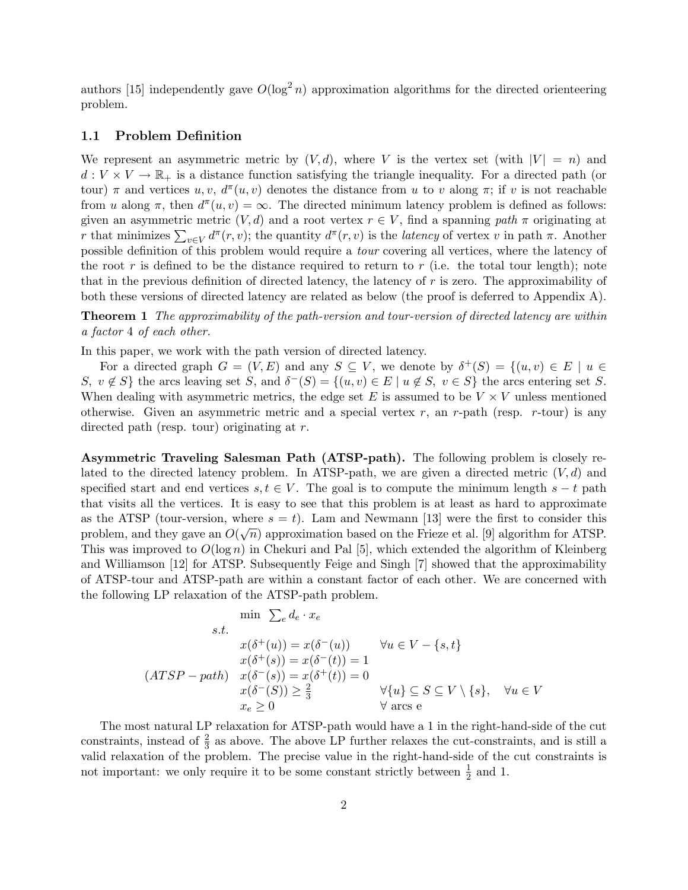authors [15] independently gave $O(\log^2 n)$ approximation algorithms for the directed orienteering problem.

## 1.1 Problem Definition

We represent an asymmetric metric by $(V, d)$, where $V$ is the vertex set (with $|V| = n$) and $d : V \times V \to \mathbb{R}_+$ is a distance function satisfying the triangle inequality. For a directed path (or tour) $\pi$ and vertices $u, v$, $d^\pi(u, v)$ denotes the distance from $u$ to $v$ along $\pi$; if $v$ is not reachable from $u$ along $\pi$, then $d^\pi(u, v) = \infty$. The directed minimum latency problem is defined as follows: given an asymmetric metric $(V, d)$ and a root vertex $r \in V$, find a spanning *path* $\pi$ originating at $r$ that minimizes $\sum_{v \in V} d^\pi(r, v)$; the quantity $d^\pi(r, v)$ is the *latency* of vertex $v$ in path $\pi$. Another possible definition of this problem would require a *tour* covering all vertices, where the latency of the root $r$ is defined to be the distance required to return to $r$ (i.e. the total tour length); note that in the previous definition of directed latency, the latency of $r$ is zero. The approximability of both these versions of directed latency are related as below (the proof is deferred to Appendix A).

**Theorem 1** *The approximability of the path-version and tour-version of directed latency are within a factor* 4 *of each other.*

In this paper, we work with the path version of directed latency.

For a directed graph $G = (V, E)$ and any $S \subseteq V$, we denote by $\delta^+(S) = \{(u, v) \in E \mid u \in S,\ v \notin S\}$ the arcs leaving set $S$, and $\delta^-(S) = \{(u, v) \in E \mid u \notin S,\ v \in S\}$ the arcs entering set $S$. When dealing with asymmetric metrics, the edge set $E$ is assumed to be $V \times V$ unless mentioned otherwise. Given an asymmetric metric and a special vertex $r$, an $r$-path (resp. $r$-tour) is any directed path (resp. tour) originating at $r$.

**Asymmetric Traveling Salesman Path (ATSP-path).** The following problem is closely related to the directed latency problem. In ATSP-path, we are given a directed metric $(V, d)$ and specified start and end vertices $s, t \in V$. The goal is to compute the minimum length $s - t$ path that visits all the vertices. It is easy to see that this problem is at least as hard to approximate as the ATSP (tour-version, where $s = t$). Lam and Newmann [13] were the first to consider this problem, and they gave an $O(\sqrt{n})$ approximation based on the Frieze et al. [9] algorithm for ATSP. This was improved to $O(\log n)$ in Chekuri and Pal [5], which extended the algorithm of Kleinberg and Williamson [12] for ATSP. Subsequently Feige and Singh [7] showed that the approximability of ATSP-tour and ATSP-path are within a constant factor of each other. We are concerned with the following LP relaxation of the ATSP-path problem.

$$
(ATSP-path) \quad
\begin{array}{lll}
 & \min \ \sum_e d_e \cdot x_e & \\
s.t. & & \\
 & x(\delta^+(u)) = x(\delta^-(u)) & \forall u \in V - \{s, t\} \\
 & x(\delta^+(s)) = x(\delta^-(t)) = 1 & \\
 & x(\delta^-(s)) = x(\delta^+(t)) = 0 & \\
 & x(\delta^-(S)) \geq \frac{2}{3} & \forall \{u\} \subseteq S \subseteq V \setminus \{s\}, \quad \forall u \in V \\
 & x_e \geq 0 & \forall \text{ arcs e}
\end{array}
$$

The most natural LP relaxation for ATSP-path would have a 1 in the right-hand-side of the cut constraints, instead of $\frac{2}{3}$ as above. The above LP further relaxes the cut-constraints, and is still a valid relaxation of the problem. The precise value in the right-hand-side of the cut constraints is not important: we only require it to be some constant strictly between $\frac{1}{2}$ and 1.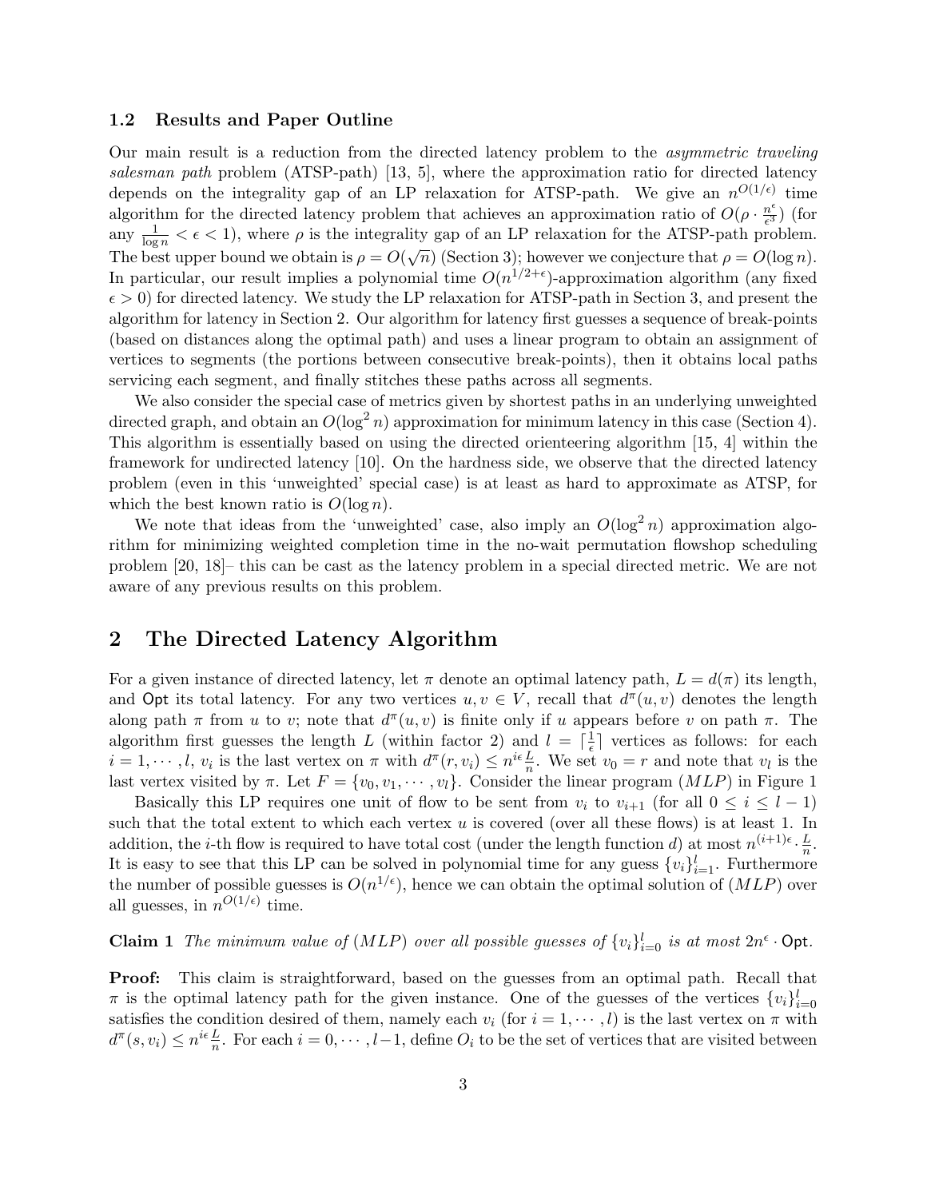### 1.2 Results and Paper Outline

Our main result is a reduction from the directed latency problem to the *asymmetric traveling salesman path* problem (ATSP-path) [13, 5], where the approximation ratio for directed latency depends on the integrality gap of an LP relaxation for ATSP-path. We give an $n^{O(1/\epsilon)}$ time algorithm for the directed latency problem that achieves an approximation ratio of $O(\rho \cdot \frac{n^{\epsilon}}{\epsilon^3})$ (for any $\frac{1}{\log n} < \epsilon < 1$), where $\rho$ is the integrality gap of an LP relaxation for the ATSP-path problem. The best upper bound we obtain is $\rho = O(\sqrt{n})$ (Section 3); however we conjecture that $\rho = O(\log n)$. In particular, our result implies a polynomial time $O(n^{1/2+\epsilon})$-approximation algorithm (any fixed $\epsilon > 0$) for directed latency. We study the LP relaxation for ATSP-path in Section 3, and present the algorithm for latency in Section 2. Our algorithm for latency first guesses a sequence of break-points (based on distances along the optimal path) and uses a linear program to obtain an assignment of vertices to segments (the portions between consecutive break-points), then it obtains local paths servicing each segment, and finally stitches these paths across all segments.

We also consider the special case of metrics given by shortest paths in an underlying unweighted directed graph, and obtain an $O(\log^2 n)$ approximation for minimum latency in this case (Section 4). This algorithm is essentially based on using the directed orienteering algorithm [15, 4] within the framework for undirected latency [10]. On the hardness side, we observe that the directed latency problem (even in this 'unweighted' special case) is at least as hard to approximate as ATSP, for which the best known ratio is $O(\log n)$.

We note that ideas from the 'unweighted' case, also imply an $O(\log^2 n)$ approximation algorithm for minimizing weighted completion time in the no-wait permutation flowshop scheduling problem [20, 18]– this can be cast as the latency problem in a special directed metric. We are not aware of any previous results on this problem.

## 2 The Directed Latency Algorithm

For a given instance of directed latency, let $\pi$ denote an optimal latency path, $L = d(\pi)$ its length, and $\mathsf{Opt}$ its total latency. For any two vertices $u, v \in V$, recall that $d^{\pi}(u,v)$ denotes the length along path $\pi$ from $u$ to $v$; note that $d^{\pi}(u,v)$ is finite only if $u$ appears before $v$ on path $\pi$. The algorithm first guesses the length $L$ (within factor 2) and $l = \lceil \frac{1}{\epsilon} \rceil$ vertices as follows: for each $i = 1, \cdots, l$, $v_i$ is the last vertex on $\pi$ with $d^{\pi}(r, v_i) \leq n^{i\epsilon} \frac{L}{n}$. We set $v_0 = r$ and note that $v_l$ is the last vertex visited by $\pi$. Let $F = \{v_0, v_1, \cdots, v_l\}$. Consider the linear program $(MLP)$ in Figure 1

Basically this LP requires one unit of flow to be sent from $v_i$ to $v_{i+1}$ (for all $0 \leq i \leq l-1$) such that the total extent to which each vertex $u$ is covered (over all these flows) is at least 1. In addition, the $i$-th flow is required to have total cost (under the length function $d$) at most $n^{(i+1)\epsilon} \cdot \frac{L}{n}$. It is easy to see that this LP can be solved in polynomial time for any guess $\{v_i\}_{i=1}^{l}$. Furthermore the number of possible guesses is $O(n^{1/\epsilon})$, hence we can obtain the optimal solution of $(MLP)$ over all guesses, in $n^{O(1/\epsilon)}$ time.

**Claim 1** *The minimum value of $(MLP)$ over all possible guesses of $\{v_i\}_{i=0}^{l}$ is at most $2n^{\epsilon} \cdot \mathsf{Opt}$.*

**Proof:** This claim is straightforward, based on the guesses from an optimal path. Recall that $\pi$ is the optimal latency path for the given instance. One of the guesses of the vertices $\{v_i\}_{i=0}^{l}$ satisfies the condition desired of them, namely each $v_i$ (for $i = 1, \cdots, l$) is the last vertex on $\pi$ with $d^{\pi}(s, v_i) \leq n^{i\epsilon} \frac{L}{n}$. For each $i = 0, \cdots, l-1$, define $O_i$ to be the set of vertices that are visited between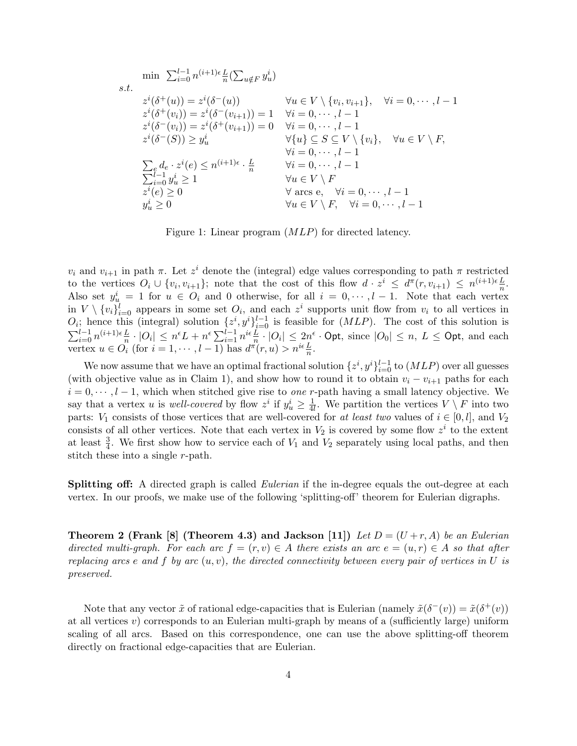$$
\begin{array}{lll}
& \min \ \sum_{i=0}^{l-1} n^{(i+1)\epsilon} \frac{L}{n} (\sum_{u \notin F} y_u^i) & \\
s.t. & & \\
& z^i(\delta^+(u)) = z^i(\delta^-(u)) & \forall u \in V \setminus \{v_i, v_{i+1}\}, \quad \forall i = 0, \cdots, l-1 \\
& z^i(\delta^+(v_i)) = z^i(\delta^-(v_{i+1})) = 1 & \forall i = 0, \cdots, l-1 \\
& z^i(\delta^-(v_i)) = z^i(\delta^+(v_{i+1})) = 0 & \forall i = 0, \cdots, l-1 \\
& z^i(\delta^-(S)) \geq y_u^i & \forall \{u\} \subseteq S \subseteq V \setminus \{v_i\}, \quad \forall u \in V \setminus F, \\
& & \forall i = 0, \cdots, l-1 \\
& \sum_e d_e \cdot z^i(e) \leq n^{(i+1)\epsilon} \cdot \frac{L}{n} & \forall i = 0, \cdots, l-1 \\
& \sum_{i=0}^{l-1} y_u^i \geq 1 & \forall u \in V \setminus F \\
& z^i(e) \geq 0 & \forall \text{ arcs e}, \quad \forall i = 0, \cdots, l-1 \\
& y_u^i \geq 0 & \forall u \in V \setminus F, \quad \forall i = 0, \cdots, l-1
\end{array}
$$

Figure 1: Linear program $(MLP)$ for directed latency.

$v_i$ and $v_{i+1}$ in path $\pi$. Let $z^i$ denote the (integral) edge values corresponding to path $\pi$ restricted to the vertices $O_i \cup \{v_i, v_{i+1}\}$; note that the cost of this flow $d \cdot z^i \leq d^\pi(r, v_{i+1}) \leq n^{(i+1)\epsilon} \frac{L}{n}$. Also set $y_u^i = 1$ for $u \in O_i$ and 0 otherwise, for all $i = 0, \cdots, l-1$. Note that each vertex in $V \setminus \{v_i\}_{i=0}^l$ appears in some set $O_i$, and each $z^i$ supports unit flow from $v_i$ to all vertices in $O_i$; hence this (integral) solution $\{z^i, y^i\}_{i=0}^{l-1}$ is feasible for $(MLP)$. The cost of this solution is $\sum_{i=0}^{l-1} n^{(i+1)\epsilon} \frac{L}{n} \cdot |O_i| \leq n^\epsilon L + n^\epsilon \sum_{i=1}^{l-1} n^{i\epsilon} \frac{L}{n} \cdot |O_i| \leq 2n^\epsilon \cdot \mathsf{Opt}$, since $|O_0| \leq n$, $L \leq \mathsf{Opt}$, and each vertex $u \in O_i$ (for $i = 1, \cdots, l-1$) has $d^\pi(r, u) > n^{i\epsilon} \frac{L}{n}$.

We now assume that we have an optimal fractional solution $\{z^i, y^i\}_{i=0}^{l-1}$ to $(MLP)$ over all guesses (with objective value as in Claim 1), and show how to round it to obtain $v_i - v_{i+1}$ paths for each $i = 0, \cdots, l-1$, which when stitched give rise to *one* $r$-path having a small latency objective. We say that a vertex $u$ is *well-covered* by flow $z^i$ if $y_u^i \geq \frac{1}{4l}$. We partition the vertices $V \setminus F$ into two parts: $V_1$ consists of those vertices that are well-covered for *at least two* values of $i \in [0, l]$, and $V_2$ consists of all other vertices. Note that each vertex in $V_2$ is covered by some flow $z^i$ to the extent at least $\frac{3}{4}$. We first show how to service each of $V_1$ and $V_2$ separately using local paths, and then stitch these into a single $r$-path.

**Splitting off:** A directed graph is called *Eulerian* if the in-degree equals the out-degree at each vertex. In our proofs, we make use of the following 'splitting-off' theorem for Eulerian digraphs.

**Theorem 2 (Frank [8] (Theorem 4.3) and Jackson [11])** *Let $D = (U + r, A)$ be an Eulerian directed multi-graph. For each arc $f = (r, v) \in A$ there exists an arc $e = (u, r) \in A$ so that after replacing arcs $e$ and $f$ by arc $(u, v)$, the directed connectivity between every pair of vertices in $U$ is preserved.*

Note that any vector $\tilde{x}$ of rational edge-capacities that is Eulerian (namely $\tilde{x}(\delta^-(v)) = \tilde{x}(\delta^+(v))$ at all vertices $v$) corresponds to an Eulerian multi-graph by means of a (sufficiently large) uniform scaling of all arcs. Based on this correspondence, one can use the above splitting-off theorem directly on fractional edge-capacities that are Eulerian.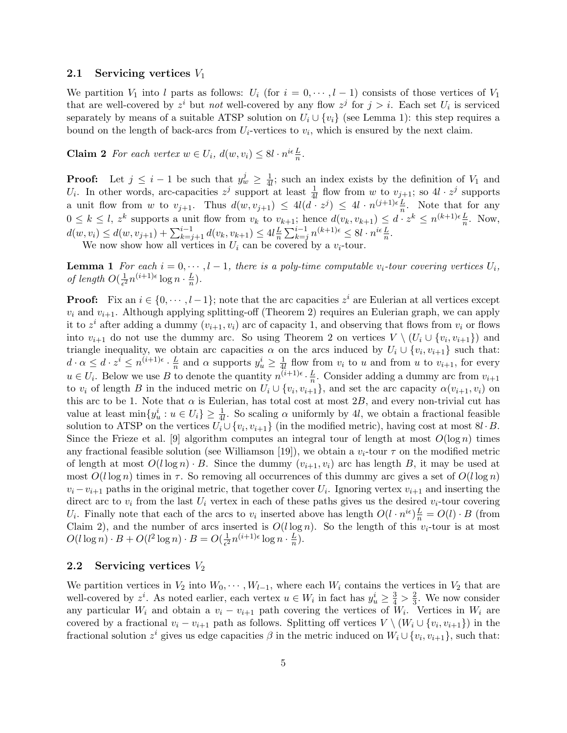### 2.1 Servicing vertices $V_1$

We partition $V_1$ into $l$ parts as follows: $U_i$ (for $i = 0, \cdots, l-1$) consists of those vertices of $V_1$ that are well-covered by $z^i$ but *not* well-covered by any flow $z^j$ for $j > i$. Each set $U_i$ is serviced separately by means of a suitable ATSP solution on $U_i \cup \{v_i\}$ (see Lemma 1): this step requires a bound on the length of back-arcs from $U_i$-vertices to $v_i$, which is ensured by the next claim.

**Claim 2** *For each vertex $w \in U_i$, $d(w, v_i) \le 8l \cdot n^{i\epsilon} \frac{L}{n}$.*

**Proof:** Let $j \le i-1$ be such that $y_w^j \ge \frac{1}{4l}$; such an index exists by the definition of $V_1$ and $U_i$. In other words, arc-capacities $z^j$ support at least $\frac{1}{4l}$ flow from $w$ to $v_{j+1}$; so $4l \cdot z^j$ supports a unit flow from $w$ to $v_{j+1}$. Thus $d(w, v_{j+1}) \le 4l(d \cdot z^j) \le 4l \cdot n^{(j+1)\epsilon} \frac{L}{n}$. Note that for any $0 \le k \le l$, $z^k$ supports a unit flow from $v_k$ to $v_{k+1}$; hence $d(v_k, v_{k+1}) \le d \cdot z^k \le n^{(k+1)\epsilon} \frac{L}{n}$. Now, $d(w, v_i) \le d(w, v_{j+1}) + \sum_{k=j+1}^{i-1} d(v_k, v_{k+1}) \le 4l \frac{L}{n} \sum_{k=j}^{i-1} n^{(k+1)\epsilon} \le 8l \cdot n^{i\epsilon} \frac{L}{n}$.

We now show how all vertices in $U_i$ can be covered by a $v_i$-tour.

**Lemma 1** *For each $i = 0, \cdots, l-1$, there is a poly-time computable $v_i$-tour covering vertices $U_i$, of length $O(\frac{1}{\epsilon^2} n^{(i+1)\epsilon} \log n \cdot \frac{L}{n})$.*

**Proof:** Fix an $i \in \{0, \cdots, l-1\}$; note that the arc capacities $z^i$ are Eulerian at all vertices except $v_i$ and $v_{i+1}$. Although applying splitting-off (Theorem 2) requires an Eulerian graph, we can apply it to $z^i$ after adding a dummy $(v_{i+1}, v_i)$ arc of capacity 1, and observing that flows from $v_i$ or flows into $v_{i+1}$ do not use the dummy arc. So using Theorem 2 on vertices $V \setminus (U_i \cup \{v_i, v_{i+1}\})$ and triangle inequality, we obtain arc capacities $\alpha$ on the arcs induced by $U_i \cup \{v_i, v_{i+1}\}$ such that: $d \cdot \alpha \le d \cdot z^i \le n^{(i+1)\epsilon} \cdot \frac{L}{n}$ and $\alpha$ supports $y_u^i \ge \frac{1}{4l}$ flow from $v_i$ to $u$ and from $u$ to $v_{i+1}$, for every $u \in U_i$. Below we use $B$ to denote the quantity $n^{(i+1)\epsilon} \cdot \frac{L}{n}$. Consider adding a dummy arc from $v_{i+1}$ to $v_i$ of length $B$ in the induced metric on $U_i \cup \{v_i, v_{i+1}\}$, and set the arc capacity $\alpha(v_{i+1}, v_i)$ on this arc to be 1. Note that $\alpha$ is Eulerian, has total cost at most $2B$, and every non-trivial cut has value at least $\min\{y_u^i : u \in U_i\} \ge \frac{1}{4l}$. So scaling $\alpha$ uniformly by $4l$, we obtain a fractional feasible solution to ATSP on the vertices $U_i \cup \{v_i, v_{i+1}\}$ (in the modified metric), having cost at most $8l \cdot B$. Since the Frieze et al. [9] algorithm computes an integral tour of length at most $O(\log n)$ times any fractional feasible solution (see Williamson [19]), we obtain a $v_i$-tour $\tau$ on the modified metric of length at most $O(l \log n) \cdot B$. Since the dummy $(v_{i+1}, v_i)$ arc has length $B$, it may be used at most $O(l \log n)$ times in $\tau$. So removing all occurrences of this dummy arc gives a set of $O(l \log n)$ $v_i - v_{i+1}$ paths in the original metric, that together cover $U_i$. Ignoring vertex $v_{i+1}$ and inserting the direct arc to $v_i$ from the last $U_i$ vertex in each of these paths gives us the desired $v_i$-tour covering $U_i$. Finally note that each of the arcs to $v_i$ inserted above has length $O(l \cdot n^{i\epsilon}) \frac{L}{n} = O(l) \cdot B$ (from Claim 2), and the number of arcs inserted is $O(l \log n)$. So the length of this $v_i$-tour is at most $O(l \log n) \cdot B + O(l^2 \log n) \cdot B = O(\frac{1}{\epsilon^2} n^{(i+1)\epsilon} \log n \cdot \frac{L}{n})$.

### 2.2 Servicing vertices $V_2$

We partition vertices in $V_2$ into $W_0, \cdots, W_{l-1}$, where each $W_i$ contains the vertices in $V_2$ that are well-covered by $z^i$. As noted earlier, each vertex $u \in W_i$ in fact has $y_u^i \ge \frac{3}{4} > \frac{2}{3}$. We now consider any particular $W_i$ and obtain a $v_i - v_{i+1}$ path covering the vertices of $W_i$. Vertices in $W_i$ are covered by a fractional $v_i - v_{i+1}$ path as follows. Splitting off vertices $V \setminus (W_i \cup \{v_i, v_{i+1}\})$ in the fractional solution $z^i$ gives us edge capacities $\beta$ in the metric induced on $W_i \cup \{v_i, v_{i+1}\}$, such that: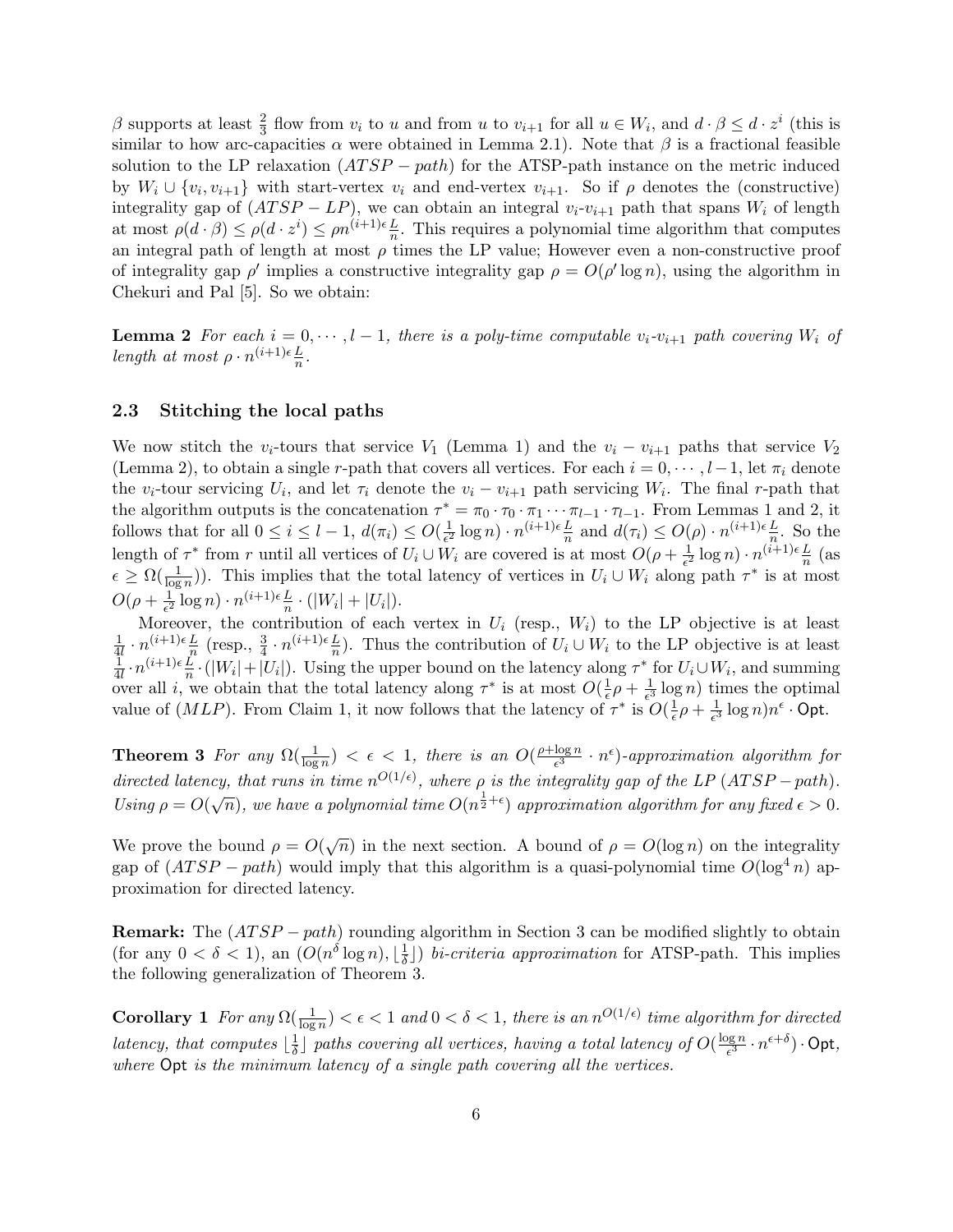$\beta$ supports at least $\frac{2}{3}$ flow from $v_i$ to $u$ and from $u$ to $v_{i+1}$ for all $u \in W_i$, and $d \cdot \beta \leq d \cdot z^i$ (this is similar to how arc-capacities $\alpha$ were obtained in Lemma 2.1). Note that $\beta$ is a fractional feasible solution to the LP relaxation ($ATSP - path$) for the ATSP-path instance on the metric induced by $W_i \cup \{v_i, v_{i+1}\}$ with start-vertex $v_i$ and end-vertex $v_{i+1}$. So if $\rho$ denotes the (constructive) integrality gap of ($ATSP - LP$), we can obtain an integral $v_i$-$v_{i+1}$ path that spans $W_i$ of length at most $\rho(d \cdot \beta) \leq \rho(d \cdot z^i) \leq \rho n^{(i+1)\epsilon} \frac{L}{n}$. This requires a polynomial time algorithm that computes an integral path of length at most $\rho$ times the LP value; However even a non-constructive proof of integrality gap $\rho'$ implies a constructive integrality gap $\rho = O(\rho' \log n)$, using the algorithm in Chekuri and Pal [5]. So we obtain:

**Lemma 2** *For each $i = 0, \cdots, l-1$, there is a poly-time computable $v_i$-$v_{i+1}$ path covering $W_i$ of length at most $\rho \cdot n^{(i+1)\epsilon} \frac{L}{n}$.*

### 2.3 Stitching the local paths

We now stitch the $v_i$-tours that service $V_1$ (Lemma 1) and the $v_i - v_{i+1}$ paths that service $V_2$ (Lemma 2), to obtain a single $r$-path that covers all vertices. For each $i = 0, \cdots, l-1$, let $\pi_i$ denote the $v_i$-tour servicing $U_i$, and let $\tau_i$ denote the $v_i - v_{i+1}$ path servicing $W_i$. The final $r$-path that the algorithm outputs is the concatenation $\tau^* = \pi_0 \cdot \tau_0 \cdot \pi_1 \cdots \pi_{l-1} \cdot \tau_{l-1}$. From Lemmas 1 and 2, it follows that for all $0 \leq i \leq l-1$, $d(\pi_i) \leq O(\frac{1}{\epsilon^2} \log n) \cdot n^{(i+1)\epsilon} \frac{L}{n}$ and $d(\tau_i) \leq O(\rho) \cdot n^{(i+1)\epsilon} \frac{L}{n}$. So the length of $\tau^*$ from $r$ until all vertices of $U_i \cup W_i$ are covered is at most $O(\rho + \frac{1}{\epsilon^2} \log n) \cdot n^{(i+1)\epsilon} \frac{L}{n}$ (as $\epsilon \geq \Omega(\frac{1}{\log n})$). This implies that the total latency of vertices in $U_i \cup W_i$ along path $\tau^*$ is at most $O(\rho + \frac{1}{\epsilon^2} \log n) \cdot n^{(i+1)\epsilon} \frac{L}{n} \cdot (|W_i| + |U_i|)$.

Moreover, the contribution of each vertex in $U_i$ (resp., $W_i$) to the LP objective is at least $\frac{1}{4l} \cdot n^{(i+1)\epsilon} \frac{L}{n}$ (resp., $\frac{3}{4} \cdot n^{(i+1)\epsilon} \frac{L}{n}$). Thus the contribution of $U_i \cup W_i$ to the LP objective is at least $\frac{1}{4l} \cdot n^{(i+1)\epsilon} \frac{L}{n} \cdot (|W_i| + |U_i|)$. Using the upper bound on the latency along $\tau^*$ for $U_i \cup W_i$, and summing over all $i$, we obtain that the total latency along $\tau^*$ is at most $O(\frac{1}{\epsilon}\rho + \frac{1}{\epsilon^3} \log n)$ times the optimal value of ($MLP$). From Claim 1, it now follows that the latency of $\tau^*$ is $O(\frac{1}{\epsilon}\rho + \frac{1}{\epsilon^3} \log n) n^{\epsilon} \cdot \mathsf{Opt}$.

**Theorem 3** *For any $\Omega(\frac{1}{\log n}) < \epsilon < 1$, there is an $O(\frac{\rho + \log n}{\epsilon^3} \cdot n^{\epsilon})$-approximation algorithm for directed latency, that runs in time $n^{O(1/\epsilon)}$, where $\rho$ is the integrality gap of the LP ($ATSP - path$). Using $\rho = O(\sqrt{n})$, we have a polynomial time $O(n^{\frac{1}{2}+\epsilon})$ approximation algorithm for any fixed $\epsilon > 0$.*

We prove the bound $\rho = O(\sqrt{n})$ in the next section. A bound of $\rho = O(\log n)$ on the integrality gap of ($ATSP - path$) would imply that this algorithm is a quasi-polynomial time $O(\log^4 n)$ approximation for directed latency.

**Remark:** The ($ATSP - path$) rounding algorithm in Section 3 can be modified slightly to obtain (for any $0 < \delta < 1$), an $(O(n^{\delta} \log n), \lfloor \frac{1}{\delta} \rfloor)$ *bi-criteria approximation* for ATSP-path. This implies the following generalization of Theorem 3.

**Corollary 1** *For any $\Omega(\frac{1}{\log n}) < \epsilon < 1$ and $0 < \delta < 1$, there is an $n^{O(1/\epsilon)}$ time algorithm for directed latency, that computes $\lfloor \frac{1}{\delta} \rfloor$ paths covering all vertices, having a total latency of $O(\frac{\log n}{\epsilon^3} \cdot n^{\epsilon + \delta}) \cdot \mathsf{Opt}$, where $\mathsf{Opt}$ is the minimum latency of a single path covering all the vertices.*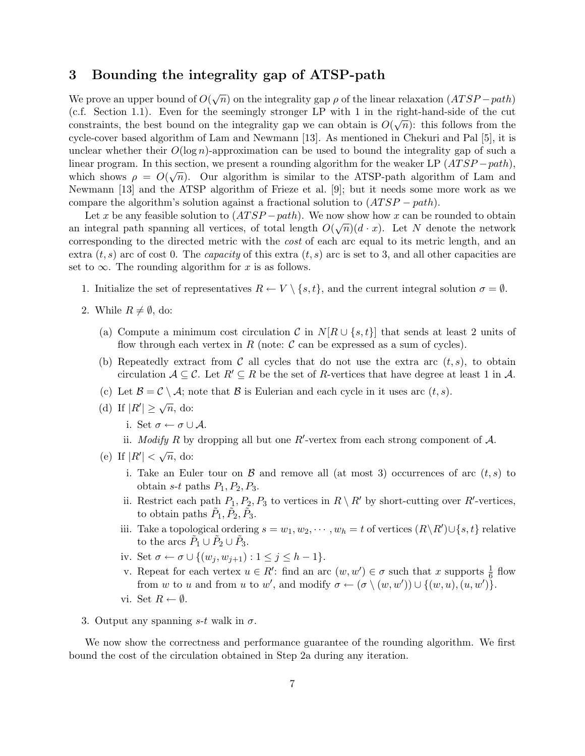## 3 Bounding the integrality gap of ATSP-path

We prove an upper bound of $O(\sqrt{n})$ on the integrality gap $\rho$ of the linear relaxation $(ATSP-path)$ (c.f. Section 1.1). Even for the seemingly stronger LP with 1 in the right-hand-side of the cut constraints, the best bound on the integrality gap we can obtain is $O(\sqrt{n})$: this follows from the cycle-cover based algorithm of Lam and Newmann [13]. As mentioned in Chekuri and Pal [5], it is unclear whether their $O(\log n)$-approximation can be used to bound the integrality gap of such a linear program. In this section, we present a rounding algorithm for the weaker LP $(ATSP-path)$, which shows $\rho = O(\sqrt{n})$. Our algorithm is similar to the ATSP-path algorithm of Lam and Newmann [13] and the ATSP algorithm of Frieze et al. [9]; but it needs some more work as we compare the algorithm's solution against a fractional solution to $(ATSP-path)$.

Let $x$ be any feasible solution to $(ATSP-path)$. We now show how $x$ can be rounded to obtain an integral path spanning all vertices, of total length $O(\sqrt{n})(d \cdot x)$. Let $N$ denote the network corresponding to the directed metric with the *cost* of each arc equal to its metric length, and an extra $(t,s)$ arc of cost 0. The *capacity* of this extra $(t,s)$ arc is set to 3, and all other capacities are set to $\infty$. The rounding algorithm for $x$ is as follows.

1. Initialize the set of representatives $R \leftarrow V \setminus \{s,t\}$, and the current integral solution $\sigma = \emptyset$.
2. While $R \neq \emptyset$, do:
   (a) Compute a minimum cost circulation $\mathcal{C}$ in $N[R \cup \{s,t\}]$ that sends at least 2 units of flow through each vertex in $R$ (note: $\mathcal{C}$ can be expressed as a sum of cycles).
   (b) Repeatedly extract from $\mathcal{C}$ all cycles that do not use the extra arc $(t,s)$, to obtain circulation $\mathcal{A} \subseteq \mathcal{C}$. Let $R' \subseteq R$ be the set of $R$-vertices that have degree at least 1 in $\mathcal{A}$.
   (c) Let $\mathcal{B} = \mathcal{C} \setminus \mathcal{A}$; note that $\mathcal{B}$ is Eulerian and each cycle in it uses arc $(t,s)$.
   (d) If $|R'| \geq \sqrt{n}$, do:
      i. Set $\sigma \leftarrow \sigma \cup \mathcal{A}$.
      ii. *Modify* $R$ by dropping all but one $R'$-vertex from each strong component of $\mathcal{A}$.
   (e) If $|R'| < \sqrt{n}$, do:
      i. Take an Euler tour on $\mathcal{B}$ and remove all (at most 3) occurrences of arc $(t,s)$ to obtain $s$-$t$ paths $P_1, P_2, P_3$.
      ii. Restrict each path $P_1, P_2, P_3$ to vertices in $R \setminus R'$ by short-cutting over $R'$-vertices, to obtain paths $\tilde{P}_1, \tilde{P}_2, \tilde{P}_3$.
      iii. Take a topological ordering $s = w_1, w_2, \cdots, w_h = t$ of vertices $(R \setminus R') \cup \{s,t\}$ relative to the arcs $\tilde{P}_1 \cup \tilde{P}_2 \cup \tilde{P}_3$.
      iv. Set $\sigma \leftarrow \sigma \cup \{(w_j, w_{j+1}) : 1 \leq j \leq h-1\}$.
      v. Repeat for each vertex $u \in R'$: find an arc $(w, w') \in \sigma$ such that $x$ supports $\frac{1}{6}$ flow from $w$ to $u$ and from $u$ to $w'$, and modify $\sigma \leftarrow (\sigma \setminus (w,w')) \cup \{(w,u),(u,w')\}$.
      vi. Set $R \leftarrow \emptyset$.
3. Output any spanning $s$-$t$ walk in $\sigma$.

We now show the correctness and performance guarantee of the rounding algorithm. We first bound the cost of the circulation obtained in Step 2a during any iteration.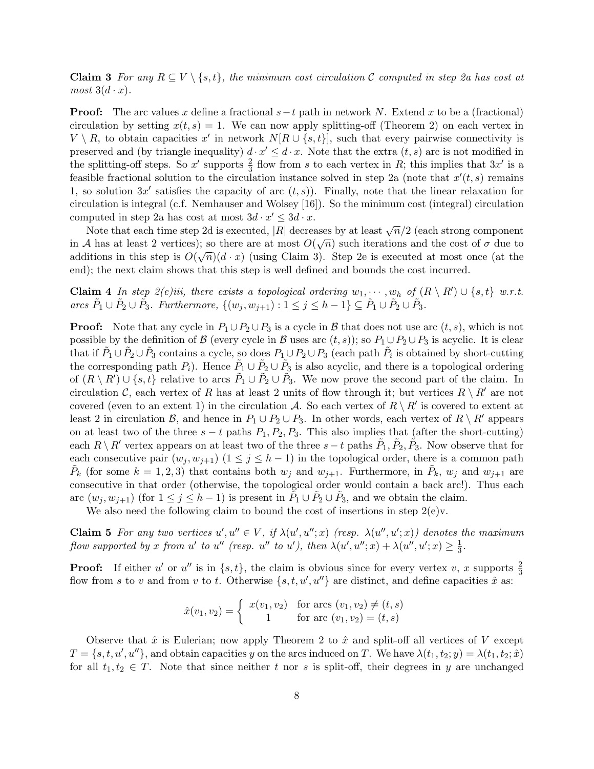**Claim 3** *For any $R \subseteq V \setminus \{s,t\}$, the minimum cost circulation $\mathcal{C}$ computed in step 2a has cost at most $3(d \cdot x)$.*

**Proof:** The arc values $x$ define a fractional $s-t$ path in network $N$. Extend $x$ to be a (fractional) circulation by setting $x(t,s) = 1$. We can now apply splitting-off (Theorem 2) on each vertex in $V \setminus R$, to obtain capacities $x'$ in network $N[R \cup \{s,t\}]$, such that every pairwise connectivity is preserved and (by triangle inequality) $d \cdot x' \leq d \cdot x$. Note that the extra $(t,s)$ arc is not modified in the splitting-off steps. So $x'$ supports $\frac{2}{3}$ flow from $s$ to each vertex in $R$; this implies that $3x'$ is a feasible fractional solution to the circulation instance solved in step 2a (note that $x'(t,s)$ remains 1, so solution $3x'$ satisfies the capacity of arc $(t,s)$). Finally, note that the linear relaxation for circulation is integral (c.f. Nemhauser and Wolsey [16]). So the minimum cost (integral) circulation computed in step 2a has cost at most $3d \cdot x' \leq 3d \cdot x$.

Note that each time step 2d is executed, $|R|$ decreases by at least $\sqrt{n}/2$ (each strong component in $\mathcal{A}$ has at least 2 vertices); so there are at most $O(\sqrt{n})$ such iterations and the cost of $\sigma$ due to additions in this step is $O(\sqrt{n})(d \cdot x)$ (using Claim 3). Step 2e is executed at most once (at the end); the next claim shows that this step is well defined and bounds the cost incurred.

**Claim 4** *In step 2(e)iii, there exists a topological ordering $w_1, \cdots, w_h$ of $(R \setminus R') \cup \{s,t\}$ w.r.t. arcs $\tilde{P}_1 \cup \tilde{P}_2 \cup \tilde{P}_3$. Furthermore, $\{(w_j, w_{j+1}) : 1 \leq j \leq h-1\} \subseteq \tilde{P}_1 \cup \tilde{P}_2 \cup \tilde{P}_3$.*

**Proof:** Note that any cycle in $P_1 \cup P_2 \cup P_3$ is a cycle in $\mathcal{B}$ that does not use arc $(t,s)$, which is not possible by the definition of $\mathcal{B}$ (every cycle in $\mathcal{B}$ uses arc $(t,s)$); so $P_1 \cup P_2 \cup P_3$ is acyclic. It is clear that if $\tilde{P}_1 \cup \tilde{P}_2 \cup \tilde{P}_3$ contains a cycle, so does $P_1 \cup P_2 \cup P_3$ (each path $\tilde{P}_i$ is obtained by short-cutting the corresponding path $P_i$). Hence $\tilde{P}_1 \cup \tilde{P}_2 \cup \tilde{P}_3$ is also acyclic, and there is a topological ordering of $(R \setminus R') \cup \{s,t\}$ relative to arcs $\tilde{P}_1 \cup \tilde{P}_2 \cup \tilde{P}_3$. We now prove the second part of the claim. In circulation $\mathcal{C}$, each vertex of $R$ has at least 2 units of flow through it; but vertices $R \setminus R'$ are not covered (even to an extent 1) in the circulation $\mathcal{A}$. So each vertex of $R \setminus R'$ is covered to extent at least 2 in circulation $\mathcal{B}$, and hence in $P_1 \cup P_2 \cup P_3$. In other words, each vertex of $R \setminus R'$ appears on at least two of the three $s-t$ paths $P_1, P_2, P_3$. This also implies that (after the short-cutting) each $R \setminus R'$ vertex appears on at least two of the three $s-t$ paths $\tilde{P}_1, \tilde{P}_2, \tilde{P}_3$. Now observe that for each consecutive pair $(w_j, w_{j+1})$ $(1 \leq j \leq h-1)$ in the topological order, there is a common path $\tilde{P}_k$ (for some $k = 1,2,3$) that contains both $w_j$ and $w_{j+1}$. Furthermore, in $\tilde{P}_k$, $w_j$ and $w_{j+1}$ are consecutive in that order (otherwise, the topological order would contain a back arc!). Thus each arc $(w_j, w_{j+1})$ (for $1 \leq j \leq h-1$) is present in $\tilde{P}_1 \cup \tilde{P}_2 \cup \tilde{P}_3$, and we obtain the claim.

We also need the following claim to bound the cost of insertions in step 2(e)v.

**Claim 5** *For any two vertices $u', u'' \in V$, if $\lambda(u', u''; x)$ (resp. $\lambda(u'', u'; x)$) denotes the maximum flow supported by $x$ from $u'$ to $u''$ (resp. $u''$ to $u'$), then $\lambda(u', u''; x) + \lambda(u'', u'; x) \geq \frac{1}{3}$.*

**Proof:** If either $u'$ or $u''$ is in $\{s,t\}$, the claim is obvious since for every vertex $v$, $x$ supports $\frac{2}{3}$ flow from $s$ to $v$ and from $v$ to $t$. Otherwise $\{s,t,u',u''\}$ are distinct, and define capacities $\hat{x}$ as:

$$\hat{x}(v_1, v_2) = \begin{cases} x(v_1, v_2) & \text{for arcs } (v_1, v_2) \neq (t,s) \\ 1 & \text{for arc } (v_1, v_2) = (t,s) \end{cases}$$

Observe that $\hat{x}$ is Eulerian; now apply Theorem 2 to $\hat{x}$ and split-off all vertices of $V$ except $T = \{s,t,u',u''\}$, and obtain capacities $y$ on the arcs induced on $T$. We have $\lambda(t_1, t_2; y) = \lambda(t_1, t_2; \hat{x})$ for all $t_1, t_2 \in T$. Note that since neither $t$ nor $s$ is split-off, their degrees in $y$ are unchanged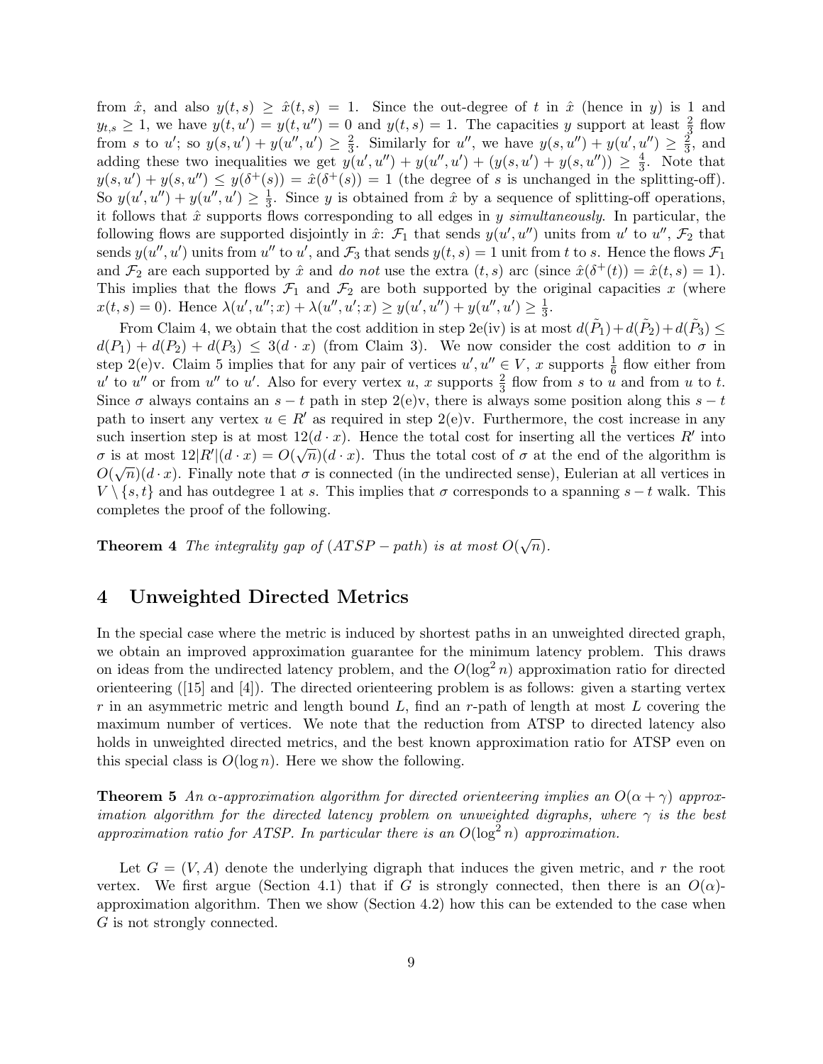from $\hat{x}$, and also $y(t,s) \geq \hat{x}(t,s) = 1$. Since the out-degree of $t$ in $\hat{x}$ (hence in $y$) is 1 and $y_{t,s} \geq 1$, we have $y(t,u') = y(t,u'') = 0$ and $y(t,s) = 1$. The capacities $y$ support at least $\frac{2}{3}$ flow from $s$ to $u'$; so $y(s,u') + y(u'',u') \geq \frac{2}{3}$. Similarly for $u''$, we have $y(s,u'') + y(u',u'') \geq \frac{2}{3}$, and adding these two inequalities we get $y(u',u'') + y(u'',u') + (y(s,u') + y(s,u'')) \geq \frac{4}{3}$. Note that $y(s,u') + y(s,u'') \leq y(\delta^+(s)) = \hat{x}(\delta^+(s)) = 1$ (the degree of $s$ is unchanged in the splitting-off). So $y(u',u'') + y(u'',u') \geq \frac{1}{3}$. Since $y$ is obtained from $\hat{x}$ by a sequence of splitting-off operations, it follows that $\hat{x}$ supports flows corresponding to all edges in $y$ *simultaneously*. In particular, the following flows are supported disjointly in $\hat{x}$: $\mathcal{F}_1$ that sends $y(u',u'')$ units from $u'$ to $u''$, $\mathcal{F}_2$ that sends $y(u'',u')$ units from $u''$ to $u'$, and $\mathcal{F}_3$ that sends $y(t,s) = 1$ unit from $t$ to $s$. Hence the flows $\mathcal{F}_1$ and $\mathcal{F}_2$ are each supported by $\hat{x}$ and *do not* use the extra $(t,s)$ arc (since $\hat{x}(\delta^+(t)) = \hat{x}(t,s) = 1$). This implies that the flows $\mathcal{F}_1$ and $\mathcal{F}_2$ are both supported by the original capacities $x$ (where $x(t,s) = 0$). Hence $\lambda(u',u'';x) + \lambda(u'',u';x) \geq y(u',u'') + y(u'',u') \geq \frac{1}{3}$.

From Claim 4, we obtain that the cost addition in step 2e(iv) is at most $d(\tilde{P}_1) + d(\tilde{P}_2) + d(\tilde{P}_3) \leq d(P_1) + d(P_2) + d(P_3) \leq 3(d \cdot x)$ (from Claim 3). We now consider the cost addition to $\sigma$ in step 2(e)v. Claim 5 implies that for any pair of vertices $u', u'' \in V$, $x$ supports $\frac{1}{6}$ flow either from $u'$ to $u''$ or from $u''$ to $u'$. Also for every vertex $u$, $x$ supports $\frac{2}{3}$ flow from $s$ to $u$ and from $u$ to $t$. Since $\sigma$ always contains an $s-t$ path in step 2(e)v, there is always some position along this $s-t$ path to insert any vertex $u \in R'$ as required in step 2(e)v. Furthermore, the cost increase in any such insertion step is at most $12(d \cdot x)$. Hence the total cost for inserting all the vertices $R'$ into $\sigma$ is at most $12|R'|(d \cdot x) = O(\sqrt{n})(d \cdot x)$. Thus the total cost of $\sigma$ at the end of the algorithm is $O(\sqrt{n})(d \cdot x)$. Finally note that $\sigma$ is connected (in the undirected sense), Eulerian at all vertices in $V \setminus \{s,t\}$ and has outdegree 1 at $s$. This implies that $\sigma$ corresponds to a spanning $s-t$ walk. This completes the proof of the following.

**Theorem 4** *The integrality gap of $(ATSP - path)$ is at most $O(\sqrt{n})$.*

# 4 Unweighted Directed Metrics

In the special case where the metric is induced by shortest paths in an unweighted directed graph, we obtain an improved approximation guarantee for the minimum latency problem. This draws on ideas from the undirected latency problem, and the $O(\log^2 n)$ approximation ratio for directed orienteering ([15] and [4]). The directed orienteering problem is as follows: given a starting vertex $r$ in an asymmetric metric and length bound $L$, find an $r$-path of length at most $L$ covering the maximum number of vertices. We note that the reduction from ATSP to directed latency also holds in unweighted directed metrics, and the best known approximation ratio for ATSP even on this special class is $O(\log n)$. Here we show the following.

**Theorem 5** *An $\alpha$-approximation algorithm for directed orienteering implies an $O(\alpha + \gamma)$ approximation algorithm for the directed latency problem on unweighted digraphs, where $\gamma$ is the best approximation ratio for ATSP. In particular there is an $O(\log^2 n)$ approximation.*

Let $G = (V, A)$ denote the underlying digraph that induces the given metric, and $r$ the root vertex. We first argue (Section 4.1) that if $G$ is strongly connected, then there is an $O(\alpha)$-approximation algorithm. Then we show (Section 4.2) how this can be extended to the case when $G$ is not strongly connected.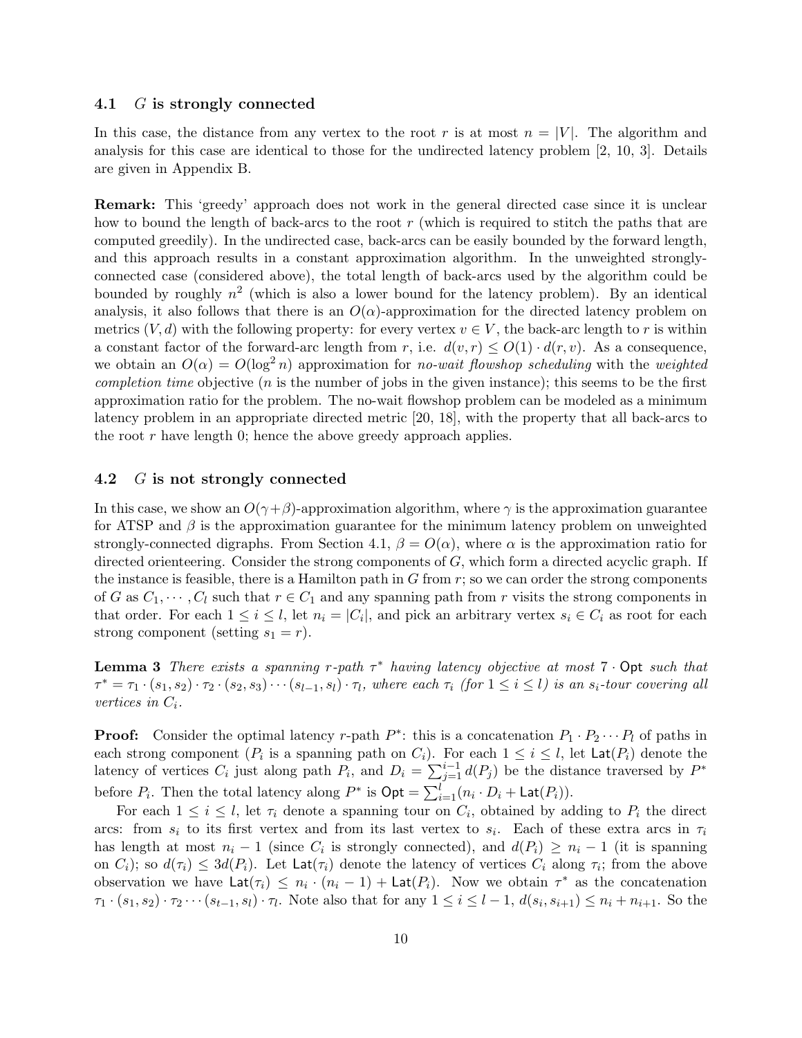### 4.1 $G$ is strongly connected

In this case, the distance from any vertex to the root $r$ is at most $n = |V|$. The algorithm and analysis for this case are identical to those for the undirected latency problem [2, 10, 3]. Details are given in Appendix B.

**Remark:** This 'greedy' approach does not work in the general directed case since it is unclear how to bound the length of back-arcs to the root $r$ (which is required to stitch the paths that are computed greedily). In the undirected case, back-arcs can be easily bounded by the forward length, and this approach results in a constant approximation algorithm. In the unweighted strongly-connected case (considered above), the total length of back-arcs used by the algorithm could be bounded by roughly $n^2$ (which is also a lower bound for the latency problem). By an identical analysis, it also follows that there is an $O(\alpha)$-approximation for the directed latency problem on metrics $(V, d)$ with the following property: for every vertex $v \in V$, the back-arc length to $r$ is within a constant factor of the forward-arc length from $r$, i.e. $d(v, r) \leq O(1) \cdot d(r, v)$. As a consequence, we obtain an $O(\alpha) = O(\log^2 n)$ approximation for *no-wait flowshop scheduling* with the *weighted completion time* objective ($n$ is the number of jobs in the given instance); this seems to be the first approximation ratio for the problem. The no-wait flowshop problem can be modeled as a minimum latency problem in an appropriate directed metric [20, 18], with the property that all back-arcs to the root $r$ have length 0; hence the above greedy approach applies.

### 4.2 $G$ is not strongly connected

In this case, we show an $O(\gamma+\beta)$-approximation algorithm, where $\gamma$ is the approximation guarantee for ATSP and $\beta$ is the approximation guarantee for the minimum latency problem on unweighted strongly-connected digraphs. From Section 4.1, $\beta = O(\alpha)$, where $\alpha$ is the approximation ratio for directed orienteering. Consider the strong components of $G$, which form a directed acyclic graph. If the instance is feasible, there is a Hamilton path in $G$ from $r$; so we can order the strong components of $G$ as $C_1, \cdots, C_l$ such that $r \in C_1$ and any spanning path from $r$ visits the strong components in that order. For each $1 \leq i \leq l$, let $n_i = |C_i|$, and pick an arbitrary vertex $s_i \in C_i$ as root for each strong component (setting $s_1 = r$).

**Lemma 3** *There exists a spanning $r$-path $\tau^*$ having latency objective at most $7 \cdot \mathsf{Opt}$ such that $\tau^* = \tau_1 \cdot (s_1, s_2) \cdot \tau_2 \cdot (s_2, s_3) \cdots (s_{l-1}, s_l) \cdot \tau_l$, where each $\tau_i$ (for $1 \leq i \leq l$) is an $s_i$-tour covering all vertices in $C_i$.*

**Proof:** Consider the optimal latency $r$-path $P^*$: this is a concatenation $P_1 \cdot P_2 \cdots P_l$ of paths in each strong component ($P_i$ is a spanning path on $C_i$). For each $1 \leq i \leq l$, let $\mathsf{Lat}(P_i)$ denote the latency of vertices $C_i$ just along path $P_i$, and $D_i = \sum_{j=1}^{i-1} d(P_j)$ be the distance traversed by $P^*$ before $P_i$. Then the total latency along $P^*$ is $\mathsf{Opt} = \sum_{i=1}^{l}(n_i \cdot D_i + \mathsf{Lat}(P_i))$.

For each $1 \leq i \leq l$, let $\tau_i$ denote a spanning tour on $C_i$, obtained by adding to $P_i$ the direct arcs: from $s_i$ to its first vertex and from its last vertex to $s_i$. Each of these extra arcs in $\tau_i$ has length at most $n_i - 1$ (since $C_i$ is strongly connected), and $d(P_i) \geq n_i - 1$ (it is spanning on $C_i$); so $d(\tau_i) \leq 3d(P_i)$. Let $\mathsf{Lat}(\tau_i)$ denote the latency of vertices $C_i$ along $\tau_i$; from the above observation we have $\mathsf{Lat}(\tau_i) \leq n_i \cdot (n_i - 1) + \mathsf{Lat}(P_i)$. Now we obtain $\tau^*$ as the concatenation $\tau_1 \cdot (s_1, s_2) \cdot \tau_2 \cdots (s_{t-1}, s_l) \cdot \tau_l$. Note also that for any $1 \leq i \leq l-1$, $d(s_i, s_{i+1}) \leq n_i + n_{i+1}$. So the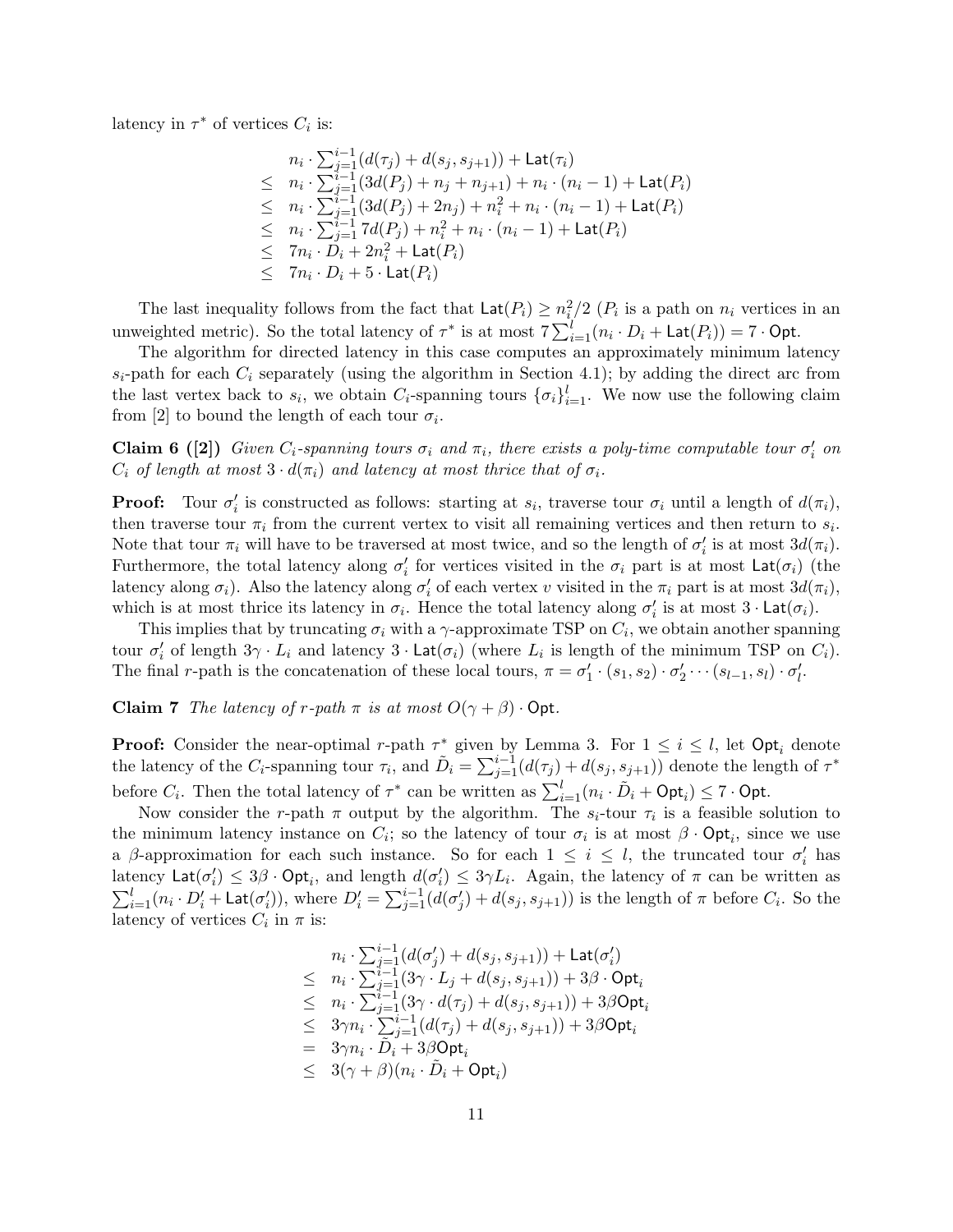latency in $\tau^*$ of vertices $C_i$ is:

$$
\begin{aligned}
& n_i \cdot \textstyle\sum_{j=1}^{i-1}(d(\tau_j) + d(s_j, s_{j+1})) + \mathsf{Lat}(\tau_i) \\
\leq\ & n_i \cdot \textstyle\sum_{j=1}^{i-1}(3d(P_j) + n_j + n_{j+1}) + n_i \cdot (n_i - 1) + \mathsf{Lat}(P_i) \\
\leq\ & n_i \cdot \textstyle\sum_{j=1}^{i-1}(3d(P_j) + 2n_j) + n_i^2 + n_i \cdot (n_i - 1) + \mathsf{Lat}(P_i) \\
\leq\ & n_i \cdot \textstyle\sum_{j=1}^{i-1} 7d(P_j) + n_i^2 + n_i \cdot (n_i - 1) + \mathsf{Lat}(P_i) \\
\leq\ & 7n_i \cdot D_i + 2n_i^2 + \mathsf{Lat}(P_i) \\
\leq\ & 7n_i \cdot D_i + 5 \cdot \mathsf{Lat}(P_i)
\end{aligned}
$$

The last inequality follows from the fact that $\mathsf{Lat}(P_i) \geq n_i^2/2$ ($P_i$ is a path on $n_i$ vertices in an unweighted metric). So the total latency of $\tau^*$ is at most $7\sum_{i=1}^{l}(n_i \cdot D_i + \mathsf{Lat}(P_i)) = 7 \cdot \mathsf{Opt}$.

The algorithm for directed latency in this case computes an approximately minimum latency $s_i$-path for each $C_i$ separately (using the algorithm in Section 4.1); by adding the direct arc from the last vertex back to $s_i$, we obtain $C_i$-spanning tours $\{\sigma_i\}_{i=1}^{l}$. We now use the following claim from [2] to bound the length of each tour $\sigma_i$.

**Claim 6 ([2])** *Given $C_i$-spanning tours $\sigma_i$ and $\pi_i$, there exists a poly-time computable tour $\sigma_i'$ on $C_i$ of length at most $3 \cdot d(\pi_i)$ and latency at most thrice that of $\sigma_i$.*

**Proof:** Tour $\sigma_i'$ is constructed as follows: starting at $s_i$, traverse tour $\sigma_i$ until a length of $d(\pi_i)$, then traverse tour $\pi_i$ from the current vertex to visit all remaining vertices and then return to $s_i$. Note that tour $\pi_i$ will have to be traversed at most twice, and so the length of $\sigma_i'$ is at most $3d(\pi_i)$. Furthermore, the total latency along $\sigma_i'$ for vertices visited in the $\sigma_i$ part is at most $\mathsf{Lat}(\sigma_i)$ (the latency along $\sigma_i$). Also the latency along $\sigma_i'$ of each vertex $v$ visited in the $\pi_i$ part is at most $3d(\pi_i)$, which is at most thrice its latency in $\sigma_i$. Hence the total latency along $\sigma_i'$ is at most $3 \cdot \mathsf{Lat}(\sigma_i)$.

This implies that by truncating $\sigma_i$ with a $\gamma$-approximate TSP on $C_i$, we obtain another spanning tour $\sigma_i'$ of length $3\gamma \cdot L_i$ and latency $3 \cdot \mathsf{Lat}(\sigma_i)$ (where $L_i$ is length of the minimum TSP on $C_i$). The final $r$-path is the concatenation of these local tours, $\pi = \sigma_1' \cdot (s_1, s_2) \cdot \sigma_2' \cdots (s_{l-1}, s_l) \cdot \sigma_l'$.

**Claim 7** *The latency of $r$-path $\pi$ is at most $O(\gamma + \beta) \cdot \mathsf{Opt}$.*

**Proof:** Consider the near-optimal $r$-path $\tau^*$ given by Lemma 3. For $1 \leq i \leq l$, let $\mathsf{Opt}_i$ denote the latency of the $C_i$-spanning tour $\tau_i$, and $\tilde{D}_i = \sum_{j=1}^{i-1}(d(\tau_j) + d(s_j, s_{j+1}))$ denote the length of $\tau^*$ before $C_i$. Then the total latency of $\tau^*$ can be written as $\sum_{i=1}^{l}(n_i \cdot \tilde{D}_i + \mathsf{Opt}_i) \leq 7 \cdot \mathsf{Opt}$.

Now consider the $r$-path $\pi$ output by the algorithm. The $s_i$-tour $\tau_i$ is a feasible solution to the minimum latency instance on $C_i$; so the latency of tour $\sigma_i$ is at most $\beta \cdot \mathsf{Opt}_i$, since we use a $\beta$-approximation for each such instance. So for each $1 \leq i \leq l$, the truncated tour $\sigma_i'$ has latency $\mathsf{Lat}(\sigma_i') \leq 3\beta \cdot \mathsf{Opt}_i$, and length $d(\sigma_i') \leq 3\gamma L_i$. Again, the latency of $\pi$ can be written as $\sum_{i=1}^{l}(n_i \cdot D_i' + \mathsf{Lat}(\sigma_i'))$, where $D_i' = \sum_{j=1}^{i-1}(d(\sigma_j') + d(s_j, s_{j+1}))$ is the length of $\pi$ before $C_i$. So the latency of vertices $C_i$ in $\pi$ is:

$$
\begin{aligned}
& n_i \cdot \textstyle\sum_{j=1}^{i-1}(d(\sigma_j') + d(s_j, s_{j+1})) + \mathsf{Lat}(\sigma_i') \\
\leq\ & n_i \cdot \textstyle\sum_{j=1}^{i-1}(3\gamma \cdot L_j + d(s_j, s_{j+1})) + 3\beta \cdot \mathsf{Opt}_i \\
\leq\ & n_i \cdot \textstyle\sum_{j=1}^{i-1}(3\gamma \cdot d(\tau_j) + d(s_j, s_{j+1})) + 3\beta \mathsf{Opt}_i \\
\leq\ & 3\gamma n_i \cdot \textstyle\sum_{j=1}^{i-1}(d(\tau_j) + d(s_j, s_{j+1})) + 3\beta \mathsf{Opt}_i \\
=\ & 3\gamma n_i \cdot \tilde{D}_i + 3\beta \mathsf{Opt}_i \\
\leq\ & 3(\gamma + \beta)(n_i \cdot \tilde{D}_i + \mathsf{Opt}_i)
\end{aligned}
$$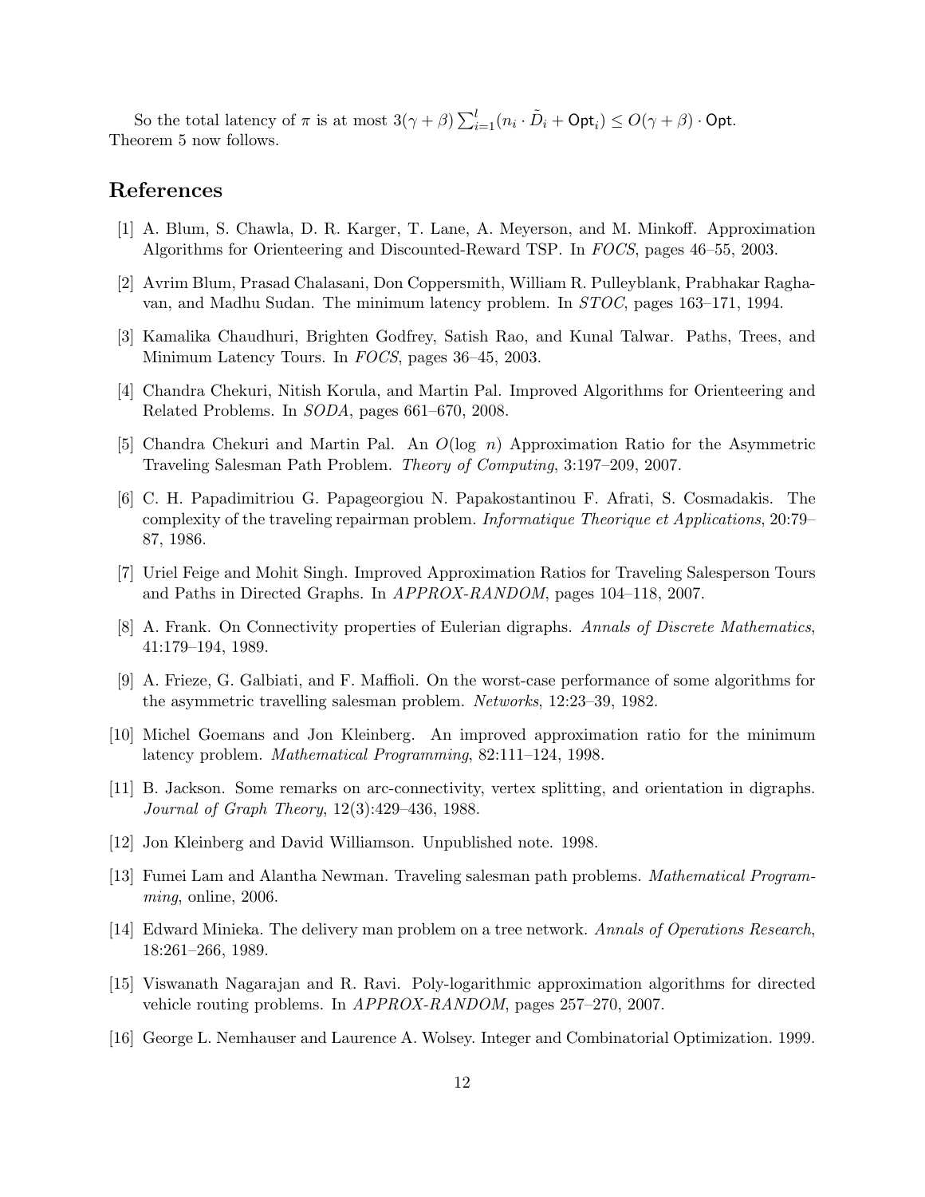So the total latency of $\pi$ is at most $3(\gamma + \beta) \sum_{i=1}^{l} (n_i \cdot \tilde{D}_i + \mathsf{Opt}_i) \leq O(\gamma + \beta) \cdot \mathsf{Opt}$. Theorem 5 now follows.

## References

[1] A. Blum, S. Chawla, D. R. Karger, T. Lane, A. Meyerson, and M. Minkoff. Approximation Algorithms for Orienteering and Discounted-Reward TSP. In *FOCS*, pages 46–55, 2003.

[2] Avrim Blum, Prasad Chalasani, Don Coppersmith, William R. Pulleyblank, Prabhakar Raghavan, and Madhu Sudan. The minimum latency problem. In *STOC*, pages 163–171, 1994.

[3] Kamalika Chaudhuri, Brighten Godfrey, Satish Rao, and Kunal Talwar. Paths, Trees, and Minimum Latency Tours. In *FOCS*, pages 36–45, 2003.

[4] Chandra Chekuri, Nitish Korula, and Martin Pal. Improved Algorithms for Orienteering and Related Problems. In *SODA*, pages 661–670, 2008.

[5] Chandra Chekuri and Martin Pal. An $O(\log\ n)$ Approximation Ratio for the Asymmetric Traveling Salesman Path Problem. *Theory of Computing*, 3:197–209, 2007.

[6] C. H. Papadimitriou G. Papageorgiou N. Papakostantinou F. Afrati, S. Cosmadakis. The complexity of the traveling repairman problem. *Informatique Theorique et Applications*, 20:79–87, 1986.

[7] Uriel Feige and Mohit Singh. Improved Approximation Ratios for Traveling Salesperson Tours and Paths in Directed Graphs. In *APPROX-RANDOM*, pages 104–118, 2007.

[8] A. Frank. On Connectivity properties of Eulerian digraphs. *Annals of Discrete Mathematics*, 41:179–194, 1989.

[9] A. Frieze, G. Galbiati, and F. Maffioli. On the worst-case performance of some algorithms for the asymmetric travelling salesman problem. *Networks*, 12:23–39, 1982.

[10] Michel Goemans and Jon Kleinberg. An improved approximation ratio for the minimum latency problem. *Mathematical Programming*, 82:111–124, 1998.

[11] B. Jackson. Some remarks on arc-connectivity, vertex splitting, and orientation in digraphs. *Journal of Graph Theory*, 12(3):429–436, 1988.

[12] Jon Kleinberg and David Williamson. Unpublished note. 1998.

[13] Fumei Lam and Alantha Newman. Traveling salesman path problems. *Mathematical Programming*, online, 2006.

[14] Edward Minieka. The delivery man problem on a tree network. *Annals of Operations Research*, 18:261–266, 1989.

[15] Viswanath Nagarajan and R. Ravi. Poly-logarithmic approximation algorithms for directed vehicle routing problems. In *APPROX-RANDOM*, pages 257–270, 2007.

[16] George L. Nemhauser and Laurence A. Wolsey. Integer and Combinatorial Optimization. 1999.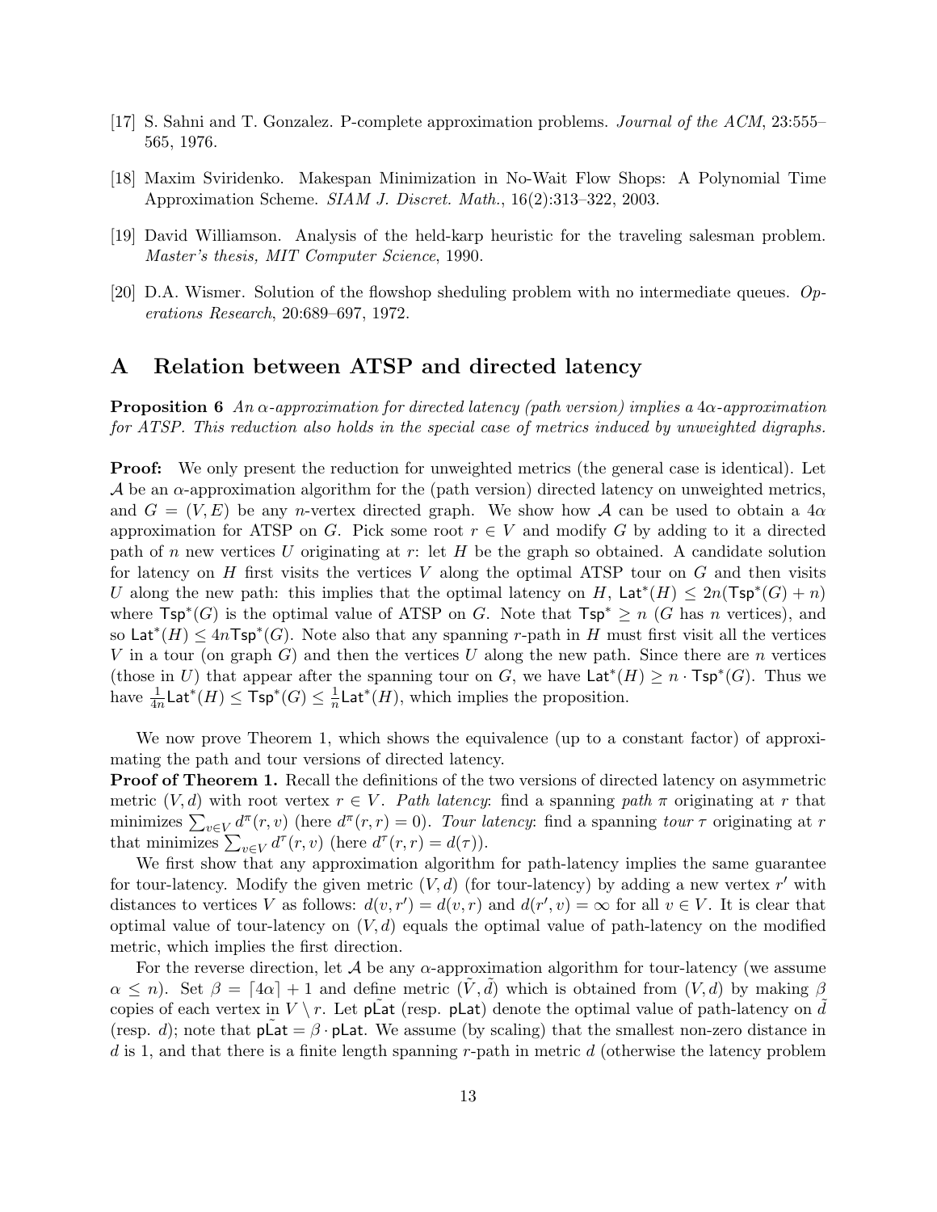[17] S. Sahni and T. Gonzalez. P-complete approximation problems. *Journal of the ACM*, 23:555–565, 1976.

[18] Maxim Sviridenko. Makespan Minimization in No-Wait Flow Shops: A Polynomial Time Approximation Scheme. *SIAM J. Discret. Math.*, 16(2):313–322, 2003.

[19] David Williamson. Analysis of the held-karp heuristic for the traveling salesman problem. *Master's thesis, MIT Computer Science*, 1990.

[20] D.A. Wismer. Solution of the flowshop sheduling problem with no intermediate queues. *Operations Research*, 20:689–697, 1972.

# A Relation between ATSP and directed latency

**Proposition 6** *An $\alpha$-approximation for directed latency (path version) implies a $4\alpha$-approximation for ATSP. This reduction also holds in the special case of metrics induced by unweighted digraphs.*

**Proof:** We only present the reduction for unweighted metrics (the general case is identical). Let $\mathcal{A}$ be an $\alpha$-approximation algorithm for the (path version) directed latency on unweighted metrics, and $G = (V, E)$ be any $n$-vertex directed graph. We show how $\mathcal{A}$ can be used to obtain a $4\alpha$ approximation for ATSP on $G$. Pick some root $r \in V$ and modify $G$ by adding to it a directed path of $n$ new vertices $U$ originating at $r$: let $H$ be the graph so obtained. A candidate solution for latency on $H$ first visits the vertices $V$ along the optimal ATSP tour on $G$ and then visits $U$ along the new path: this implies that the optimal latency on $H$, $\mathsf{Lat}^*(H) \le 2n(\mathsf{Tsp}^*(G) + n)$ where $\mathsf{Tsp}^*(G)$ is the optimal value of ATSP on $G$. Note that $\mathsf{Tsp}^* \ge n$ ($G$ has $n$ vertices), and so $\mathsf{Lat}^*(H) \le 4n\mathsf{Tsp}^*(G)$. Note also that any spanning $r$-path in $H$ must first visit all the vertices $V$ in a tour (on graph $G$) and then the vertices $U$ along the new path. Since there are $n$ vertices (those in $U$) that appear after the spanning tour on $G$, we have $\mathsf{Lat}^*(H) \ge n \cdot \mathsf{Tsp}^*(G)$. Thus we have $\frac{1}{4n}\mathsf{Lat}^*(H) \le \mathsf{Tsp}^*(G) \le \frac{1}{n}\mathsf{Lat}^*(H)$, which implies the proposition.

We now prove Theorem 1, which shows the equivalence (up to a constant factor) of approximating the path and tour versions of directed latency.

**Proof of Theorem 1.** Recall the definitions of the two versions of directed latency on asymmetric metric $(V, d)$ with root vertex $r \in V$. *Path latency*: find a spanning *path* $\pi$ originating at $r$ that minimizes $\sum_{v \in V} d^\pi(r, v)$ (here $d^\pi(r, r) = 0$). *Tour latency*: find a spanning *tour* $\tau$ originating at $r$ that minimizes $\sum_{v \in V} d^\tau(r, v)$ (here $d^\tau(r, r) = d(\tau)$).

We first show that any approximation algorithm for path-latency implies the same guarantee for tour-latency. Modify the given metric $(V, d)$ (for tour-latency) by adding a new vertex $r'$ with distances to vertices $V$ as follows: $d(v, r') = d(v, r)$ and $d(r', v) = \infty$ for all $v \in V$. It is clear that optimal value of tour-latency on $(V, d)$ equals the optimal value of path-latency on the modified metric, which implies the first direction.

For the reverse direction, let $\mathcal{A}$ be any $\alpha$-approximation algorithm for tour-latency (we assume $\alpha \le n$). Set $\beta = \lceil 4\alpha \rceil + 1$ and define metric $(\tilde{V}, \tilde{d})$ which is obtained from $(V, d)$ by making $\beta$ copies of each vertex in $V \setminus r$. Let $\tilde{\mathsf{pLat}}$ (resp. $\mathsf{pLat}$) denote the optimal value of path-latency on $\tilde{d}$ (resp. $d$); note that $\tilde{\mathsf{pLat}} = \beta \cdot \mathsf{pLat}$. We assume (by scaling) that the smallest non-zero distance in $d$ is 1, and that there is a finite length spanning $r$-path in metric $d$ (otherwise the latency problem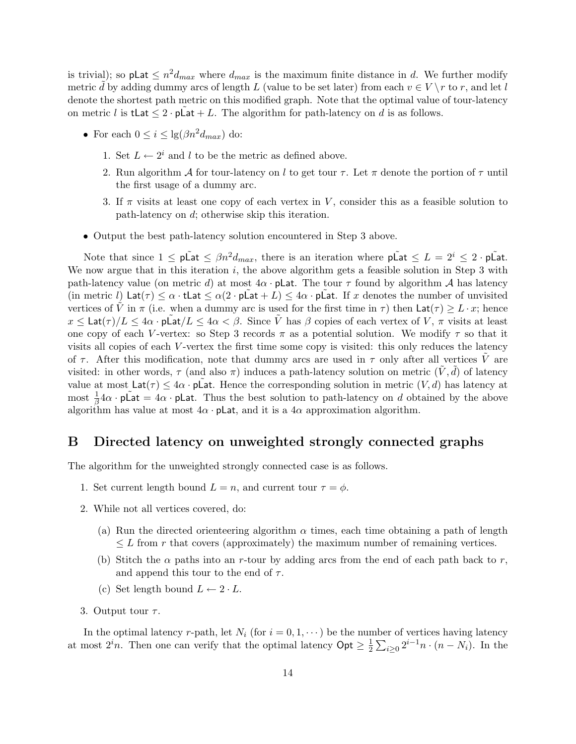is trivial); so $\mathsf{pLat} \leq n^2 d_{max}$ where $d_{max}$ is the maximum finite distance in $d$. We further modify metric $\tilde{d}$ by adding dummy arcs of length $L$ (value to be set later) from each $v \in V \setminus r$ to $r$, and let $l$ denote the shortest path metric on this modified graph. Note that the optimal value of tour-latency on metric $l$ is $\mathsf{tLat} \leq 2 \cdot \tilde{\mathsf{pLat}} + L$. The algorithm for path-latency on $d$ is as follows.

- For each $0 \leq i \leq \lg(\beta n^2 d_{max})$ do:
  1. Set $L \leftarrow 2^i$ and $l$ to be the metric as defined above.
  2. Run algorithm $\mathcal{A}$ for tour-latency on $l$ to get tour $\tau$. Let $\pi$ denote the portion of $\tau$ until the first usage of a dummy arc.
  3. If $\pi$ visits at least one copy of each vertex in $V$, consider this as a feasible solution to path-latency on $d$; otherwise skip this iteration.
- Output the best path-latency solution encountered in Step 3 above.

Note that since $1 \leq \tilde{\mathsf{pLat}} \leq \beta n^2 d_{max}$, there is an iteration where $\tilde{\mathsf{pLat}} \leq L = 2^i \leq 2 \cdot \tilde{\mathsf{pLat}}$. We now argue that in this iteration $i$, the above algorithm gets a feasible solution in Step 3 with path-latency value (on metric $d$) at most $4\alpha \cdot \mathsf{pLat}$. The tour $\tau$ found by algorithm $\mathcal{A}$ has latency (in metric $l$) $\mathsf{Lat}(\tau) \leq \alpha \cdot \mathsf{tLat} \leq \alpha(2 \cdot \tilde{\mathsf{pLat}} + L) \leq 4\alpha \cdot \tilde{\mathsf{pLat}}$. If $x$ denotes the number of unvisited vertices of $\tilde{V}$ in $\pi$ (i.e. when a dummy arc is used for the first time in $\tau$) then $\mathsf{Lat}(\tau) \geq L \cdot x$; hence $x \leq \mathsf{Lat}(\tau)/L \leq 4\alpha \cdot \tilde{\mathsf{pLat}}/L \leq 4\alpha < \beta$. Since $\tilde{V}$ has $\beta$ copies of each vertex of $V$, $\pi$ visits at least one copy of each $V$-vertex: so Step 3 records $\pi$ as a potential solution. We modify $\tau$ so that it visits all copies of each $V$-vertex the first time some copy is visited: this only reduces the latency of $\tau$. After this modification, note that dummy arcs are used in $\tau$ only after all vertices $\tilde{V}$ are visited: in other words, $\tau$ (and also $\pi$) induces a path-latency solution on metric $(\tilde{V}, \tilde{d})$ of latency value at most $\mathsf{Lat}(\tau) \leq 4\alpha \cdot \tilde{\mathsf{pLat}}$. Hence the corresponding solution in metric $(V, d)$ has latency at most $\frac{1}{\beta} 4\alpha \cdot \tilde{\mathsf{pLat}} = 4\alpha \cdot \mathsf{pLat}$. Thus the best solution to path-latency on $d$ obtained by the above algorithm has value at most $4\alpha \cdot \mathsf{pLat}$, and it is a $4\alpha$ approximation algorithm.

# B Directed latency on unweighted strongly connected graphs

The algorithm for the unweighted strongly connected case is as follows.

1. Set current length bound $L = n$, and current tour $\tau = \phi$.
2. While not all vertices covered, do:
   (a) Run the directed orienteering algorithm $\alpha$ times, each time obtaining a path of length $\leq L$ from $r$ that covers (approximately) the maximum number of remaining vertices.
   (b) Stitch the $\alpha$ paths into an $r$-tour by adding arcs from the end of each path back to $r$, and append this tour to the end of $\tau$.
   (c) Set length bound $L \leftarrow 2 \cdot L$.
3. Output tour $\tau$.

In the optimal latency $r$-path, let $N_i$ (for $i = 0, 1, \cdots$) be the number of vertices having latency at most $2^i n$. Then one can verify that the optimal latency $\mathsf{Opt} \geq \frac{1}{2} \sum_{i \geq 0} 2^{i-1} n \cdot (n - N_i)$. In the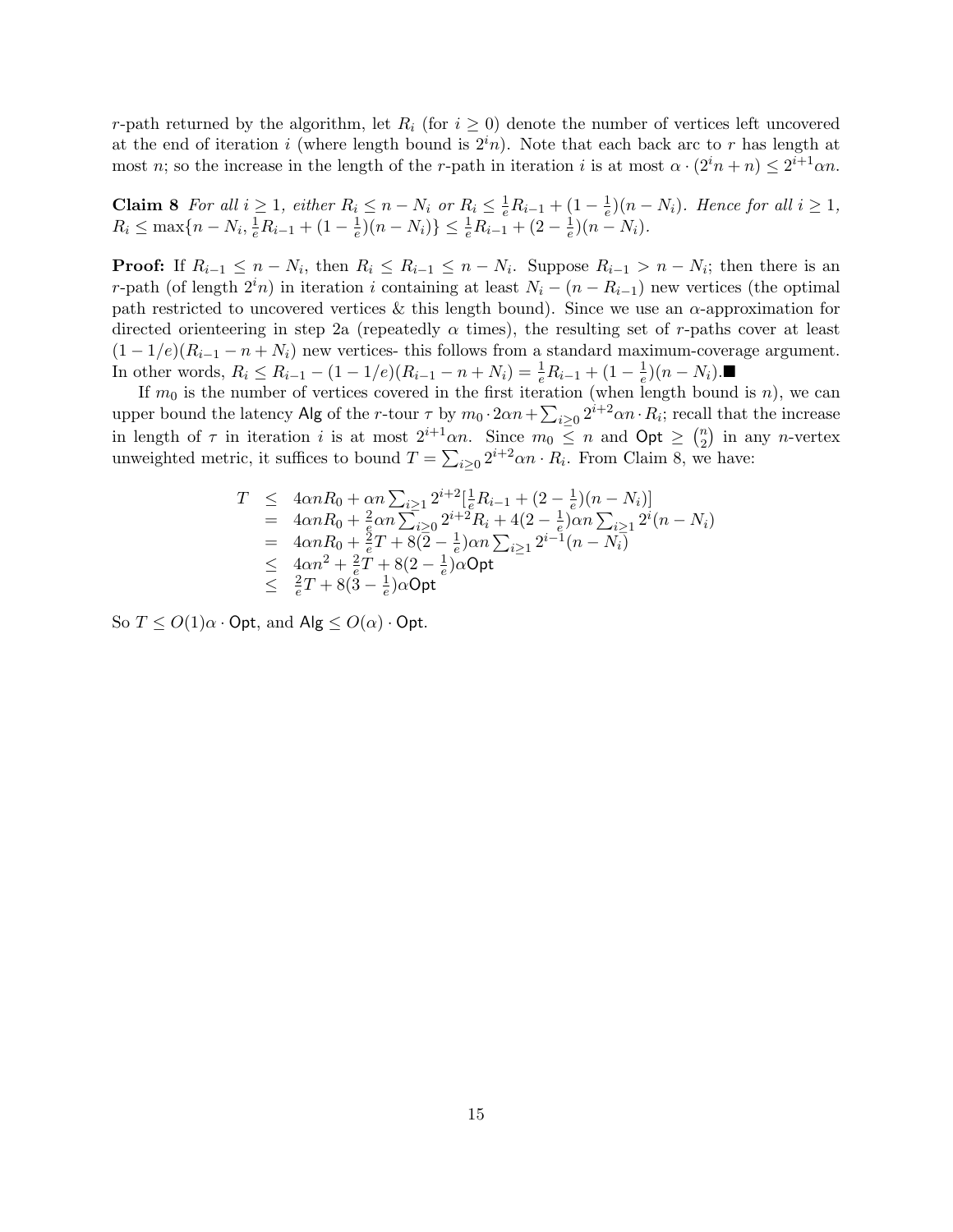$r$-path returned by the algorithm, let $R_i$ (for $i \geq 0$) denote the number of vertices left uncovered at the end of iteration $i$ (where length bound is $2^i n$). Note that each back arc to $r$ has length at most $n$; so the increase in the length of the $r$-path in iteration $i$ is at most $\alpha \cdot (2^i n + n) \leq 2^{i+1}\alpha n$.

**Claim 8** *For all $i \geq 1$, either $R_i \leq n - N_i$ or $R_i \leq \frac{1}{e}R_{i-1} + (1 - \frac{1}{e})(n - N_i)$. Hence for all $i \geq 1$, $R_i \leq \max\{n - N_i, \frac{1}{e}R_{i-1} + (1 - \frac{1}{e})(n - N_i)\} \leq \frac{1}{e}R_{i-1} + (2 - \frac{1}{e})(n - N_i)$.*

**Proof:** If $R_{i-1} \leq n - N_i$, then $R_i \leq R_{i-1} \leq n - N_i$. Suppose $R_{i-1} > n - N_i$; then there is an $r$-path (of length $2^i n$) in iteration $i$ containing at least $N_i - (n - R_{i-1})$ new vertices (the optimal path restricted to uncovered vertices & this length bound). Since we use an $\alpha$-approximation for directed orienteering in step 2a (repeatedly $\alpha$ times), the resulting set of $r$-paths cover at least $(1 - 1/e)(R_{i-1} - n + N_i)$ new vertices- this follows from a standard maximum-coverage argument. In other words, $R_i \leq R_{i-1} - (1 - 1/e)(R_{i-1} - n + N_i) = \frac{1}{e}R_{i-1} + (1 - \frac{1}{e})(n - N_i)$.■

If $m_0$ is the number of vertices covered in the first iteration (when length bound is $n$), we can upper bound the latency $\mathsf{Alg}$ of the $r$-tour $\tau$ by $m_0 \cdot 2\alpha n + \sum_{i\geq 0} 2^{i+2}\alpha n \cdot R_i$; recall that the increase in length of $\tau$ in iteration $i$ is at most $2^{i+1}\alpha n$. Since $m_0 \leq n$ and $\mathsf{Opt} \geq \binom{n}{2}$ in any $n$-vertex unweighted metric, it suffices to bound $T = \sum_{i\geq 0} 2^{i+2}\alpha n \cdot R_i$. From Claim 8, we have:

$$
\begin{aligned}
T &\leq 4\alpha n R_0 + \alpha n \textstyle\sum_{i\geq 1} 2^{i+2}[\frac{1}{e}R_{i-1} + (2 - \frac{1}{e})(n - N_i)] \\
&= 4\alpha n R_0 + \frac{2}{e}\alpha n \textstyle\sum_{i\geq 0} 2^{i+2} R_i + 4(2 - \frac{1}{e})\alpha n \sum_{i\geq 1} 2^i (n - N_i) \\
&= 4\alpha n R_0 + \frac{2}{e}T + 8(2 - \frac{1}{e})\alpha n \textstyle\sum_{i\geq 1} 2^{i-1}(n - N_i) \\
&\leq 4\alpha n^2 + \frac{2}{e}T + 8(2 - \frac{1}{e})\alpha \mathsf{Opt} \\
&\leq \frac{2}{e}T + 8(3 - \frac{1}{e})\alpha \mathsf{Opt}
\end{aligned}
$$

So $T \leq O(1)\alpha \cdot \mathsf{Opt}$, and $\mathsf{Alg} \leq O(\alpha) \cdot \mathsf{Opt}$.